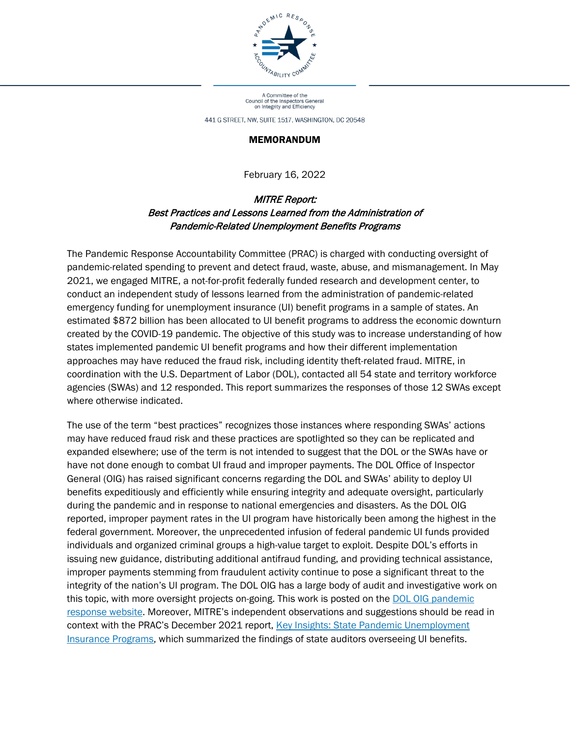A Committee of the
Council of the Inspectors General
on Integrity and Efficiency

441 G STREET, NW, SUITE 1517, WASHINGTON, DC 20548

**MEMORANDUM**

February 16, 2022

*MITRE Report:*
*Best Practices and Lessons Learned from the Administration of Pandemic-Related Unemployment Benefits Programs*

The Pandemic Response Accountability Committee (PRAC) is charged with conducting oversight of pandemic-related spending to prevent and detect fraud, waste, abuse, and mismanagement. In May 2021, we engaged MITRE, a not-for-profit federally funded research and development center, to conduct an independent study of lessons learned from the administration of pandemic-related emergency funding for unemployment insurance (UI) benefit programs in a sample of states. An estimated $872 billion has been allocated to UI benefit programs to address the economic downturn created by the COVID-19 pandemic. The objective of this study was to increase understanding of how states implemented pandemic UI benefit programs and how their different implementation approaches may have reduced the fraud risk, including identity theft-related fraud. MITRE, in coordination with the U.S. Department of Labor (DOL), contacted all 54 state and territory workforce agencies (SWAs) and 12 responded. This report summarizes the responses of those 12 SWAs except where otherwise indicated.

The use of the term "best practices" recognizes those instances where responding SWAs' actions may have reduced fraud risk and these practices are spotlighted so they can be replicated and expanded elsewhere; use of the term is not intended to suggest that the DOL or the SWAs have or have not done enough to combat UI fraud and improper payments. The DOL Office of Inspector General (OIG) has raised significant concerns regarding the DOL and SWAs' ability to deploy UI benefits expeditiously and efficiently while ensuring integrity and adequate oversight, particularly during the pandemic and in response to national emergencies and disasters. As the DOL OIG reported, improper payment rates in the UI program have historically been among the highest in the federal government. Moreover, the unprecedented infusion of federal pandemic UI funds provided individuals and organized criminal groups a high-value target to exploit. Despite DOL's efforts in issuing new guidance, distributing additional antifraud funding, and providing technical assistance, improper payments stemming from fraudulent activity continue to pose a significant threat to the integrity of the nation's UI program. The DOL OIG has a large body of audit and investigative work on this topic, with more oversight projects on-going. This work is posted on the DOL OIG pandemic response website. Moreover, MITRE's independent observations and suggestions should be read in context with the PRAC's December 2021 report, Key Insights: State Pandemic Unemployment Insurance Programs, which summarized the findings of state auditors overseeing UI benefits.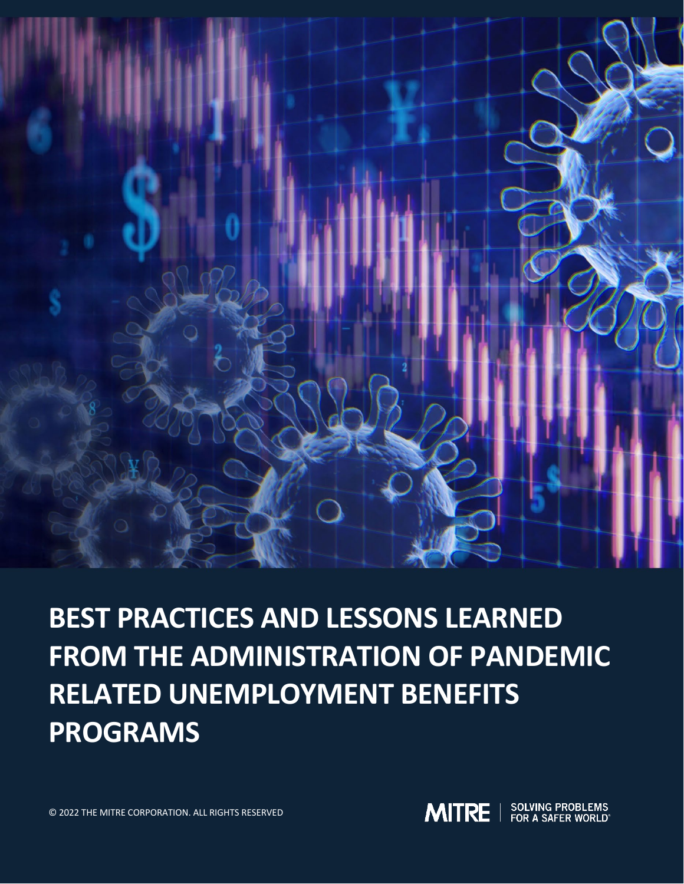# BEST PRACTICES AND LESSONS LEARNED FROM THE ADMINISTRATION OF PANDEMIC RELATED UNEMPLOYMENT BENEFITS PROGRAMS

© 2022 THE MITRE CORPORATION. ALL RIGHTS RESERVED

MITRE | SOLVING PROBLEMS FOR A SAFER WORLD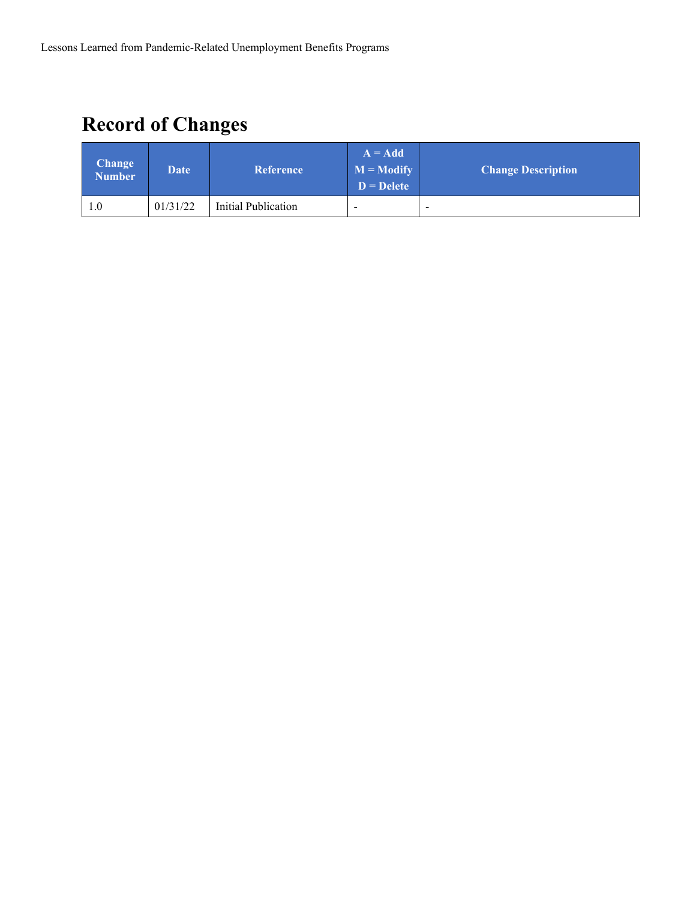# Record of Changes

| Change Number | Date | Reference | A = Add M = Modify D = Delete | Change Description |
|---|---|---|---|---|
| 1.0 | 01/31/22 | Initial Publication | - | - |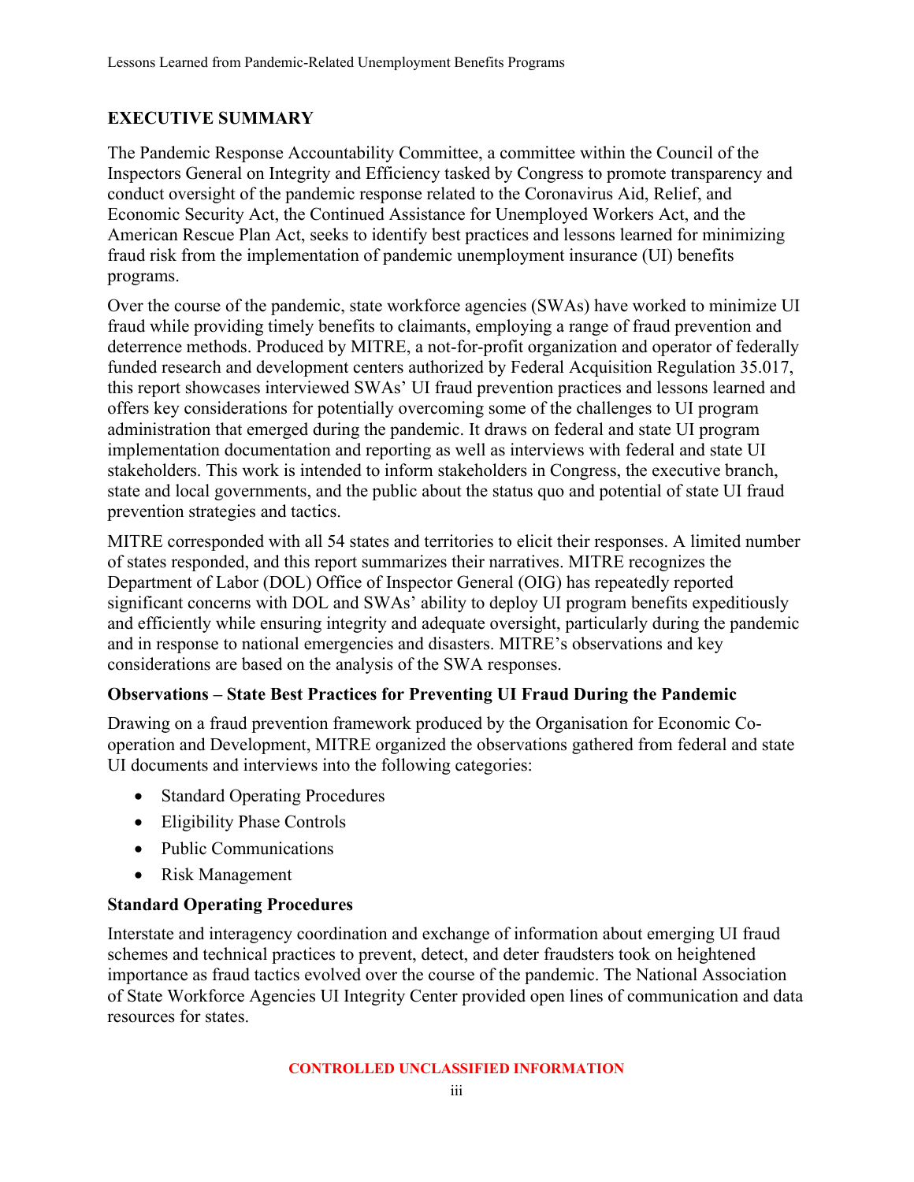## EXECUTIVE SUMMARY

The Pandemic Response Accountability Committee, a committee within the Council of the Inspectors General on Integrity and Efficiency tasked by Congress to promote transparency and conduct oversight of the pandemic response related to the Coronavirus Aid, Relief, and Economic Security Act, the Continued Assistance for Unemployed Workers Act, and the American Rescue Plan Act, seeks to identify best practices and lessons learned for minimizing fraud risk from the implementation of pandemic unemployment insurance (UI) benefits programs.

Over the course of the pandemic, state workforce agencies (SWAs) have worked to minimize UI fraud while providing timely benefits to claimants, employing a range of fraud prevention and deterrence methods. Produced by MITRE, a not-for-profit organization and operator of federally funded research and development centers authorized by Federal Acquisition Regulation 35.017, this report showcases interviewed SWAs' UI fraud prevention practices and lessons learned and offers key considerations for potentially overcoming some of the challenges to UI program administration that emerged during the pandemic. It draws on federal and state UI program implementation documentation and reporting as well as interviews with federal and state UI stakeholders. This work is intended to inform stakeholders in Congress, the executive branch, state and local governments, and the public about the status quo and potential of state UI fraud prevention strategies and tactics.

MITRE corresponded with all 54 states and territories to elicit their responses. A limited number of states responded, and this report summarizes their narratives. MITRE recognizes the Department of Labor (DOL) Office of Inspector General (OIG) has repeatedly reported significant concerns with DOL and SWAs' ability to deploy UI program benefits expeditiously and efficiently while ensuring integrity and adequate oversight, particularly during the pandemic and in response to national emergencies and disasters. MITRE's observations and key considerations are based on the analysis of the SWA responses.

### Observations – State Best Practices for Preventing UI Fraud During the Pandemic

Drawing on a fraud prevention framework produced by the Organisation for Economic Co-operation and Development, MITRE organized the observations gathered from federal and state UI documents and interviews into the following categories:

- Standard Operating Procedures
- Eligibility Phase Controls
- Public Communications
- Risk Management

### Standard Operating Procedures

Interstate and interagency coordination and exchange of information about emerging UI fraud schemes and technical practices to prevent, detect, and deter fraudsters took on heightened importance as fraud tactics evolved over the course of the pandemic. The National Association of State Workforce Agencies UI Integrity Center provided open lines of communication and data resources for states.

CONTROLLED UNCLASSIFIED INFORMATION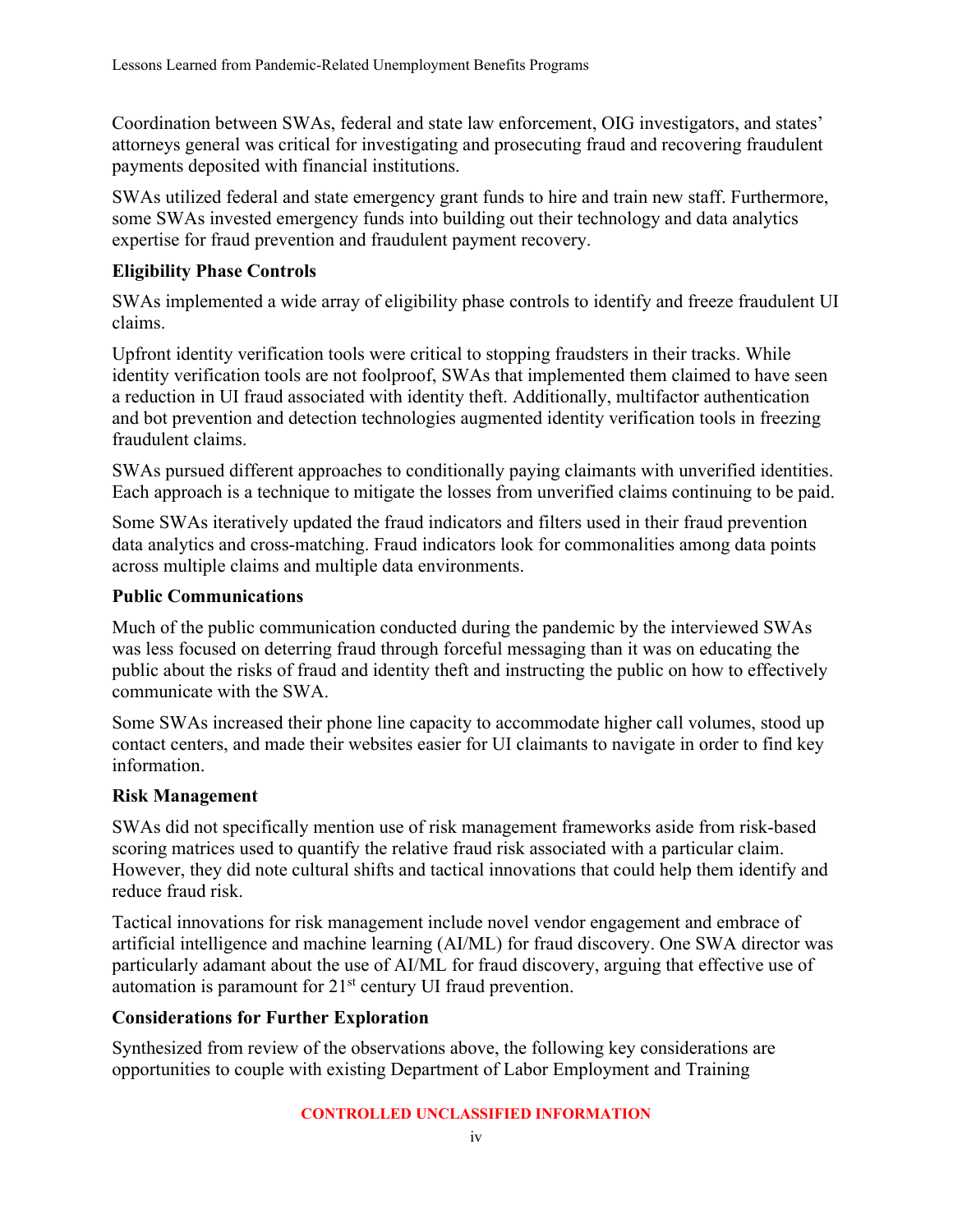Coordination between SWAs, federal and state law enforcement, OIG investigators, and states' attorneys general was critical for investigating and prosecuting fraud and recovering fraudulent payments deposited with financial institutions.

SWAs utilized federal and state emergency grant funds to hire and train new staff. Furthermore, some SWAs invested emergency funds into building out their technology and data analytics expertise for fraud prevention and fraudulent payment recovery.

**Eligibility Phase Controls**

SWAs implemented a wide array of eligibility phase controls to identify and freeze fraudulent UI claims.

Upfront identity verification tools were critical to stopping fraudsters in their tracks. While identity verification tools are not foolproof, SWAs that implemented them claimed to have seen a reduction in UI fraud associated with identity theft. Additionally, multifactor authentication and bot prevention and detection technologies augmented identity verification tools in freezing fraudulent claims.

SWAs pursued different approaches to conditionally paying claimants with unverified identities. Each approach is a technique to mitigate the losses from unverified claims continuing to be paid.

Some SWAs iteratively updated the fraud indicators and filters used in their fraud prevention data analytics and cross-matching. Fraud indicators look for commonalities among data points across multiple claims and multiple data environments.

**Public Communications**

Much of the public communication conducted during the pandemic by the interviewed SWAs was less focused on deterring fraud through forceful messaging than it was on educating the public about the risks of fraud and identity theft and instructing the public on how to effectively communicate with the SWA.

Some SWAs increased their phone line capacity to accommodate higher call volumes, stood up contact centers, and made their websites easier for UI claimants to navigate in order to find key information.

**Risk Management**

SWAs did not specifically mention use of risk management frameworks aside from risk-based scoring matrices used to quantify the relative fraud risk associated with a particular claim. However, they did note cultural shifts and tactical innovations that could help them identify and reduce fraud risk.

Tactical innovations for risk management include novel vendor engagement and embrace of artificial intelligence and machine learning (AI/ML) for fraud discovery. One SWA director was particularly adamant about the use of AI/ML for fraud discovery, arguing that effective use of automation is paramount for 21st century UI fraud prevention.

**Considerations for Further Exploration**

Synthesized from review of the observations above, the following key considerations are opportunities to couple with existing Department of Labor Employment and Training

CONTROLLED UNCLASSIFIED INFORMATION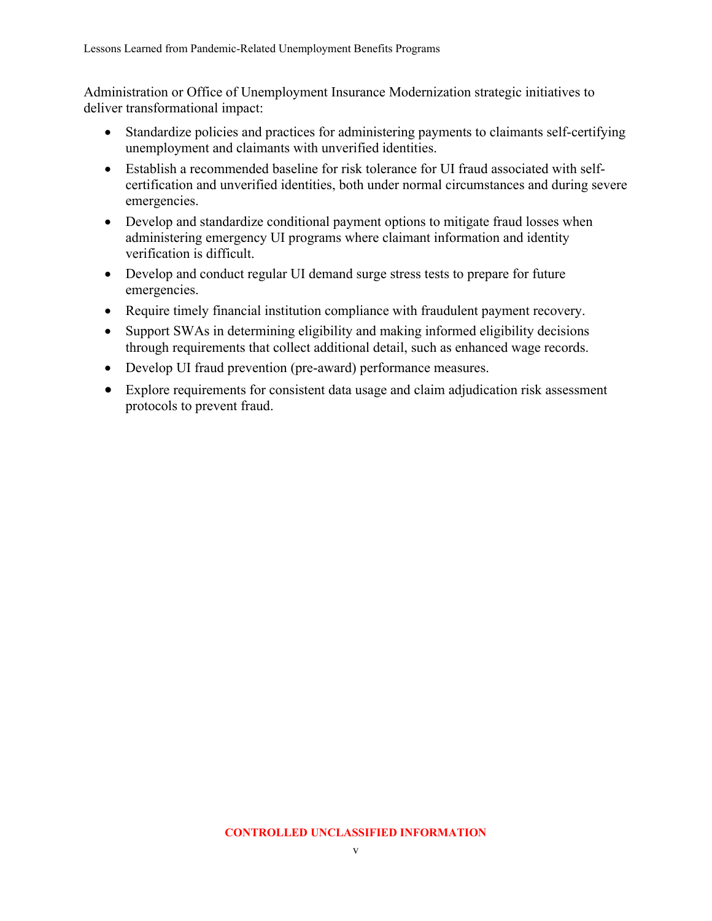Administration or Office of Unemployment Insurance Modernization strategic initiatives to deliver transformational impact:

- Standardize policies and practices for administering payments to claimants self-certifying unemployment and claimants with unverified identities.
- Establish a recommended baseline for risk tolerance for UI fraud associated with self-certification and unverified identities, both under normal circumstances and during severe emergencies.
- Develop and standardize conditional payment options to mitigate fraud losses when administering emergency UI programs where claimant information and identity verification is difficult.
- Develop and conduct regular UI demand surge stress tests to prepare for future emergencies.
- Require timely financial institution compliance with fraudulent payment recovery.
- Support SWAs in determining eligibility and making informed eligibility decisions through requirements that collect additional detail, such as enhanced wage records.
- Develop UI fraud prevention (pre-award) performance measures.
- Explore requirements for consistent data usage and claim adjudication risk assessment protocols to prevent fraud.

CONTROLLED UNCLASSIFIED INFORMATION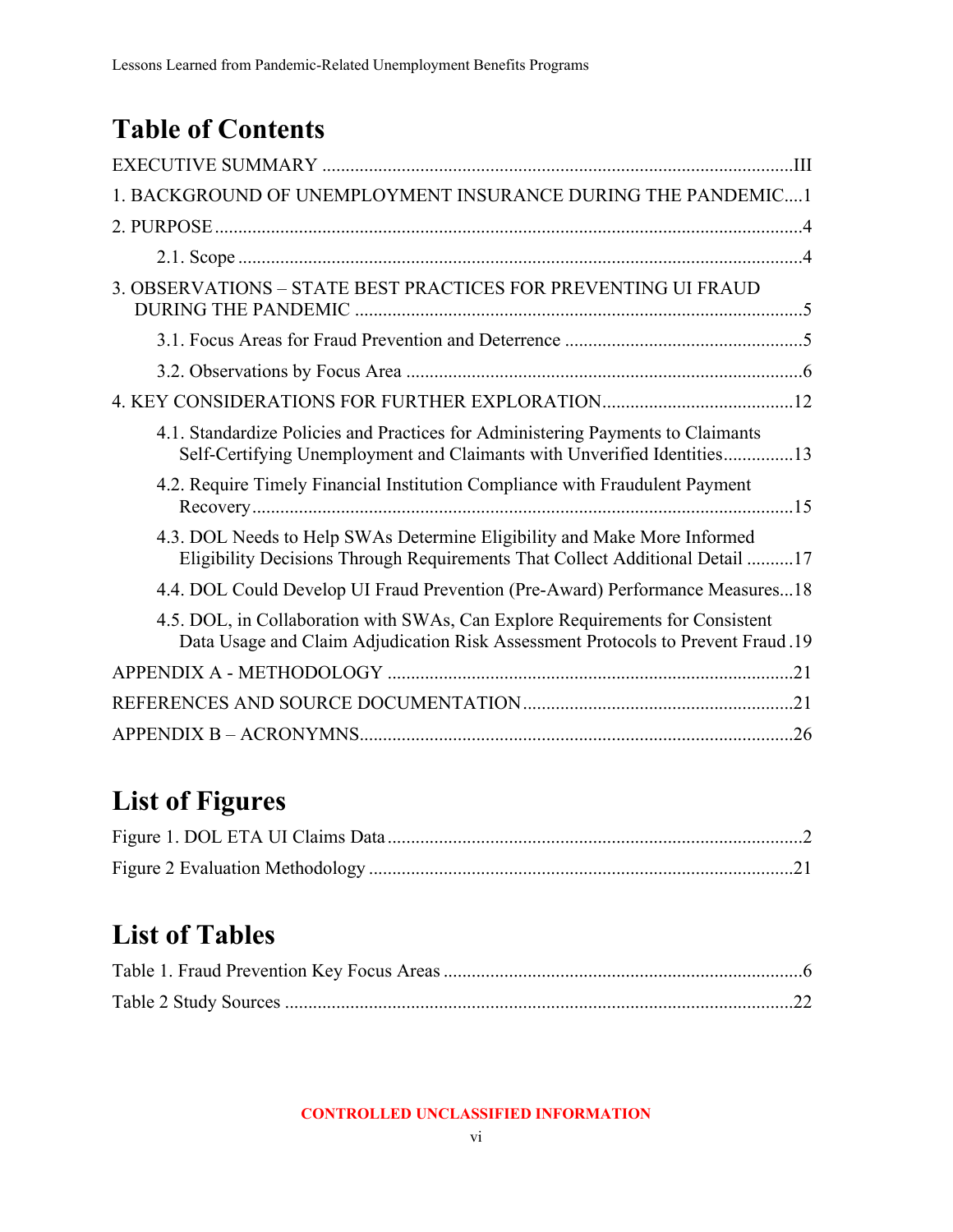# Table of Contents

EXECUTIVE SUMMARY ..................................................................................................III

1. BACKGROUND OF UNEMPLOYMENT INSURANCE DURING THE PANDEMIC....1

2. PURPOSE ............................................................................................................................4

   2.1. Scope ........................................................................................................................4

3. OBSERVATIONS – STATE BEST PRACTICES FOR PREVENTING UI FRAUD DURING THE PANDEMIC ................................................................................................5

   3.1. Focus Areas for Fraud Prevention and Deterrence ...................................................5

   3.2. Observations by Focus Area .....................................................................................6

4. KEY CONSIDERATIONS FOR FURTHER EXPLORATION.........................................12

   4.1. Standardize Policies and Practices for Administering Payments to Claimants Self-Certifying Unemployment and Claimants with Unverified Identities...............13

   4.2. Require Timely Financial Institution Compliance with Fraudulent Payment Recovery...................................................................................................................15

   4.3. DOL Needs to Help SWAs Determine Eligibility and Make More Informed Eligibility Decisions Through Requirements That Collect Additional Detail ..........17

   4.4. DOL Could Develop UI Fraud Prevention (Pre-Award) Performance Measures...18

   4.5. DOL, in Collaboration with SWAs, Can Explore Requirements for Consistent Data Usage and Claim Adjudication Risk Assessment Protocols to Prevent Fraud .19

APPENDIX A - METHODOLOGY ......................................................................................21

REFERENCES AND SOURCE DOCUMENTATION..........................................................21

APPENDIX B – ACRONYMNS.............................................................................................26

# List of Figures

Figure 1. DOL ETA UI Claims Data ........................................................................................2

Figure 2 Evaluation Methodology ..........................................................................................21

# List of Tables

Table 1. Fraud Prevention Key Focus Areas ............................................................................6

Table 2 Study Sources ............................................................................................................22

CONTROLLED UNCLASSIFIED INFORMATION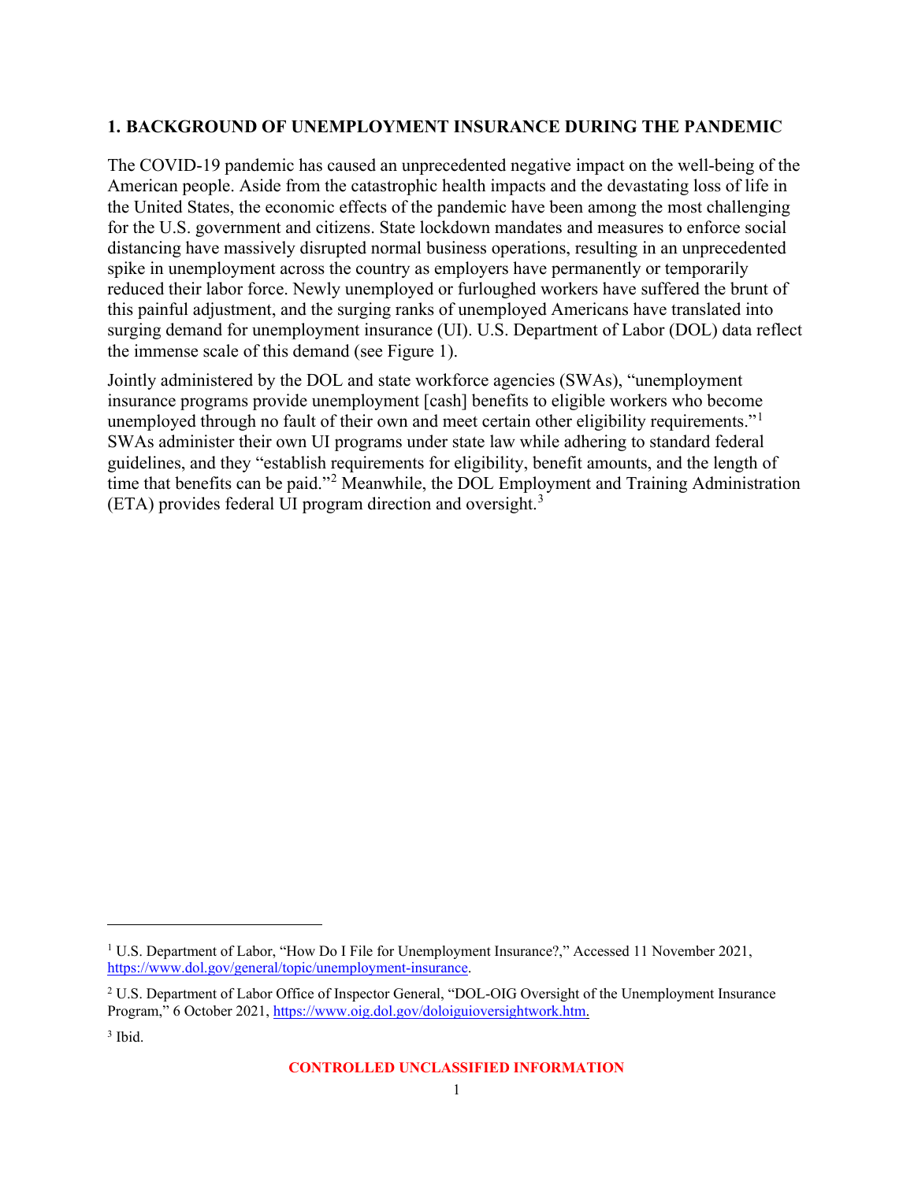## 1. BACKGROUND OF UNEMPLOYMENT INSURANCE DURING THE PANDEMIC

The COVID-19 pandemic has caused an unprecedented negative impact on the well-being of the American people. Aside from the catastrophic health impacts and the devastating loss of life in the United States, the economic effects of the pandemic have been among the most challenging for the U.S. government and citizens. State lockdown mandates and measures to enforce social distancing have massively disrupted normal business operations, resulting in an unprecedented spike in unemployment across the country as employers have permanently or temporarily reduced their labor force. Newly unemployed or furloughed workers have suffered the brunt of this painful adjustment, and the surging ranks of unemployed Americans have translated into surging demand for unemployment insurance (UI). U.S. Department of Labor (DOL) data reflect the immense scale of this demand (see Figure 1).

Jointly administered by the DOL and state workforce agencies (SWAs), "unemployment insurance programs provide unemployment [cash] benefits to eligible workers who become unemployed through no fault of their own and meet certain other eligibility requirements."[1] SWAs administer their own UI programs under state law while adhering to standard federal guidelines, and they "establish requirements for eligibility, benefit amounts, and the length of time that benefits can be paid."[2] Meanwhile, the DOL Employment and Training Administration (ETA) provides federal UI program direction and oversight.[3]

---

[1] U.S. Department of Labor, "How Do I File for Unemployment Insurance?," Accessed 11 November 2021, https://www.dol.gov/general/topic/unemployment-insurance.

[2] U.S. Department of Labor Office of Inspector General, "DOL-OIG Oversight of the Unemployment Insurance Program," 6 October 2021, https://www.oig.dol.gov/doloiguioversightwork.htm.

[3] Ibid.

CONTROLLED UNCLASSIFIED INFORMATION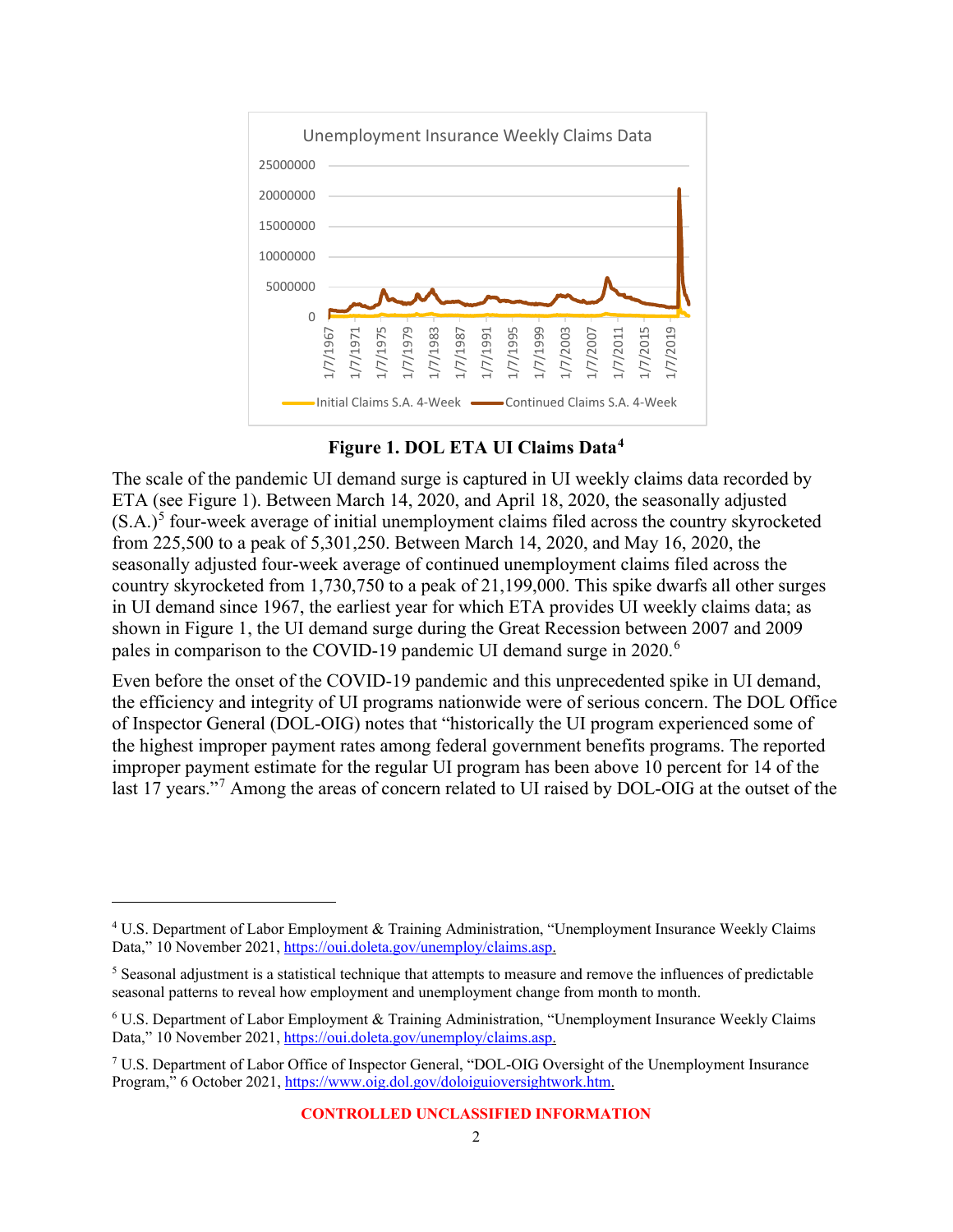**Figure 1. DOL ETA UI Claims Data**[4]

The scale of the pandemic UI demand surge is captured in UI weekly claims data recorded by ETA (see Figure 1). Between March 14, 2020, and April 18, 2020, the seasonally adjusted (S.A.)[5] four-week average of initial unemployment claims filed across the country skyrocketed from 225,500 to a peak of 5,301,250. Between March 14, 2020, and May 16, 2020, the seasonally adjusted four-week average of continued unemployment claims filed across the country skyrocketed from 1,730,750 to a peak of 21,199,000. This spike dwarfs all other surges in UI demand since 1967, the earliest year for which ETA provides UI weekly claims data; as shown in Figure 1, the UI demand surge during the Great Recession between 2007 and 2009 pales in comparison to the COVID-19 pandemic UI demand surge in 2020.[6]

Even before the onset of the COVID-19 pandemic and this unprecedented spike in UI demand, the efficiency and integrity of UI programs nationwide were of serious concern. The DOL Office of Inspector General (DOL-OIG) notes that "historically the UI program experienced some of the highest improper payment rates among federal government benefits programs. The reported improper payment estimate for the regular UI program has been above 10 percent for 14 of the last 17 years."[7] Among the areas of concern related to UI raised by DOL-OIG at the outset of the

---

[4] U.S. Department of Labor Employment & Training Administration, "Unemployment Insurance Weekly Claims Data," 10 November 2021, https://oui.doleta.gov/unemploy/claims.asp.

[5] Seasonal adjustment is a statistical technique that attempts to measure and remove the influences of predictable seasonal patterns to reveal how employment and unemployment change from month to month.

[6] U.S. Department of Labor Employment & Training Administration, "Unemployment Insurance Weekly Claims Data," 10 November 2021, https://oui.doleta.gov/unemploy/claims.asp.

[7] U.S. Department of Labor Office of Inspector General, "DOL-OIG Oversight of the Unemployment Insurance Program," 6 October 2021, https://www.oig.dol.gov/doloiguioversightwork.htm.

CONTROLLED UNCLASSIFIED INFORMATION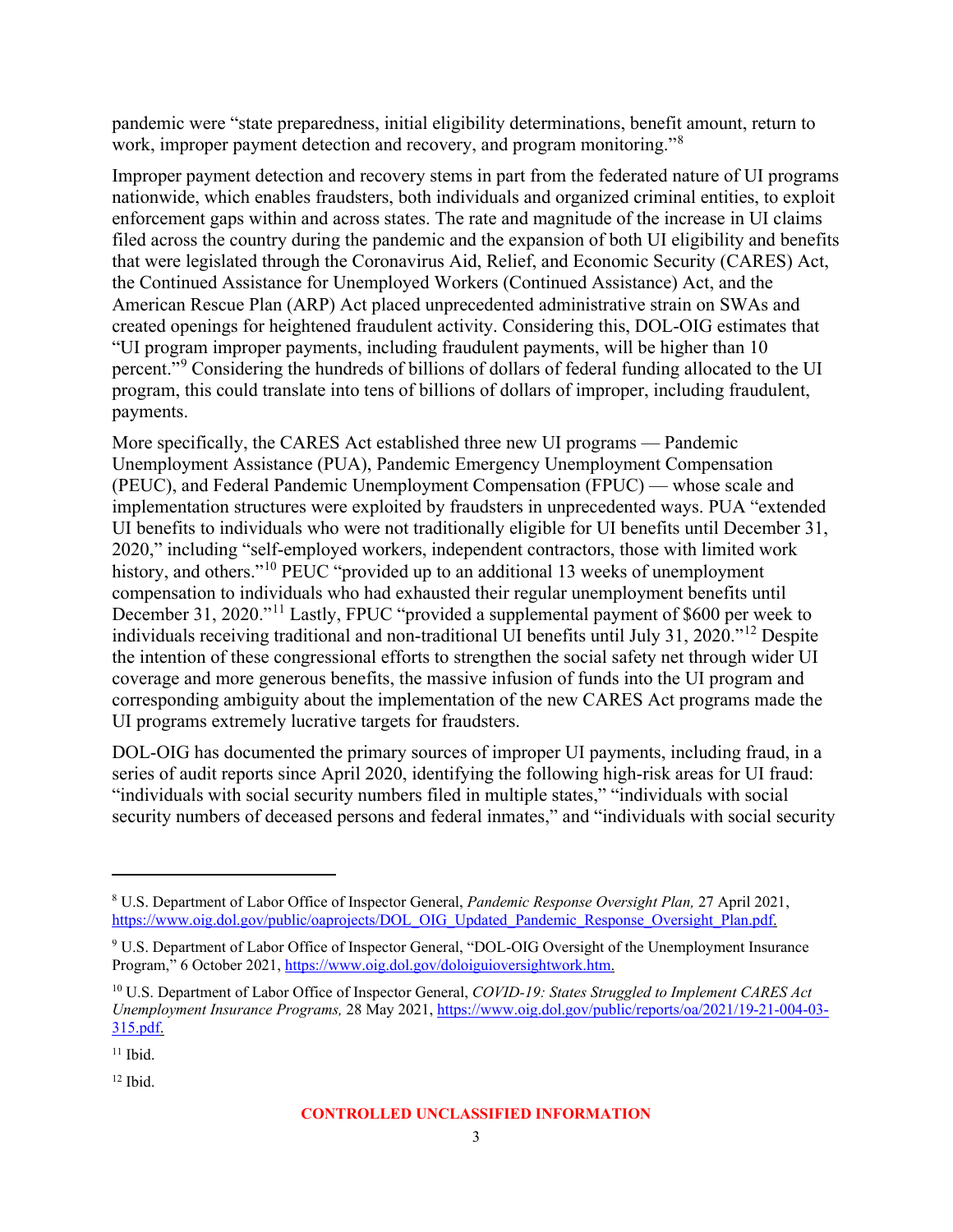pandemic were "state preparedness, initial eligibility determinations, benefit amount, return to work, improper payment detection and recovery, and program monitoring."[8]

Improper payment detection and recovery stems in part from the federated nature of UI programs nationwide, which enables fraudsters, both individuals and organized criminal entities, to exploit enforcement gaps within and across states. The rate and magnitude of the increase in UI claims filed across the country during the pandemic and the expansion of both UI eligibility and benefits that were legislated through the Coronavirus Aid, Relief, and Economic Security (CARES) Act, the Continued Assistance for Unemployed Workers (Continued Assistance) Act, and the American Rescue Plan (ARP) Act placed unprecedented administrative strain on SWAs and created openings for heightened fraudulent activity. Considering this, DOL-OIG estimates that "UI program improper payments, including fraudulent payments, will be higher than 10 percent."[9] Considering the hundreds of billions of dollars of federal funding allocated to the UI program, this could translate into tens of billions of dollars of improper, including fraudulent, payments.

More specifically, the CARES Act established three new UI programs — Pandemic Unemployment Assistance (PUA), Pandemic Emergency Unemployment Compensation (PEUC), and Federal Pandemic Unemployment Compensation (FPUC) — whose scale and implementation structures were exploited by fraudsters in unprecedented ways. PUA "extended UI benefits to individuals who were not traditionally eligible for UI benefits until December 31, 2020," including "self-employed workers, independent contractors, those with limited work history, and others."[10] PEUC "provided up to an additional 13 weeks of unemployment compensation to individuals who had exhausted their regular unemployment benefits until December 31, 2020."[11] Lastly, FPUC "provided a supplemental payment of $600 per week to individuals receiving traditional and non-traditional UI benefits until July 31, 2020."[12] Despite the intention of these congressional efforts to strengthen the social safety net through wider UI coverage and more generous benefits, the massive infusion of funds into the UI program and corresponding ambiguity about the implementation of the new CARES Act programs made the UI programs extremely lucrative targets for fraudsters.

DOL-OIG has documented the primary sources of improper UI payments, including fraud, in a series of audit reports since April 2020, identifying the following high-risk areas for UI fraud: "individuals with social security numbers filed in multiple states," "individuals with social security numbers of deceased persons and federal inmates," and "individuals with social security

---

[8] U.S. Department of Labor Office of Inspector General, *Pandemic Response Oversight Plan,* 27 April 2021, https://www.oig.dol.gov/public/oaprojects/DOL_OIG_Updated_Pandemic_Response_Oversight_Plan.pdf.

[9] U.S. Department of Labor Office of Inspector General, "DOL-OIG Oversight of the Unemployment Insurance Program," 6 October 2021, https://www.oig.dol.gov/doloiguioversightwork.htm.

[10] U.S. Department of Labor Office of Inspector General, *COVID-19: States Struggled to Implement CARES Act Unemployment Insurance Programs,* 28 May 2021, https://www.oig.dol.gov/public/reports/oa/2021/19-21-004-03-315.pdf.

[11] Ibid.

[12] Ibid.

**CONTROLLED UNCLASSIFIED INFORMATION**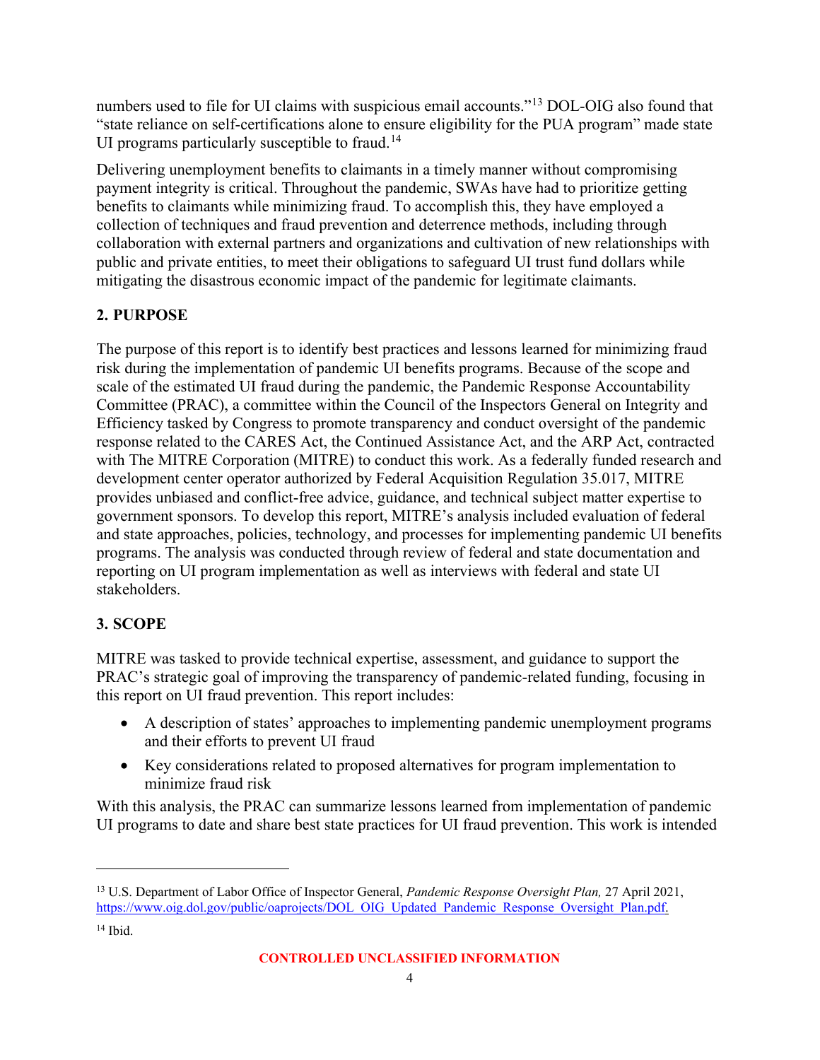numbers used to file for UI claims with suspicious email accounts."[13] DOL-OIG also found that "state reliance on self-certifications alone to ensure eligibility for the PUA program" made state UI programs particularly susceptible to fraud.[14]

Delivering unemployment benefits to claimants in a timely manner without compromising payment integrity is critical. Throughout the pandemic, SWAs have had to prioritize getting benefits to claimants while minimizing fraud. To accomplish this, they have employed a collection of techniques and fraud prevention and deterrence methods, including through collaboration with external partners and organizations and cultivation of new relationships with public and private entities, to meet their obligations to safeguard UI trust fund dollars while mitigating the disastrous economic impact of the pandemic for legitimate claimants.

## 2. PURPOSE

The purpose of this report is to identify best practices and lessons learned for minimizing fraud risk during the implementation of pandemic UI benefits programs. Because of the scope and scale of the estimated UI fraud during the pandemic, the Pandemic Response Accountability Committee (PRAC), a committee within the Council of the Inspectors General on Integrity and Efficiency tasked by Congress to promote transparency and conduct oversight of the pandemic response related to the CARES Act, the Continued Assistance Act, and the ARP Act, contracted with The MITRE Corporation (MITRE) to conduct this work. As a federally funded research and development center operator authorized by Federal Acquisition Regulation 35.017, MITRE provides unbiased and conflict-free advice, guidance, and technical subject matter expertise to government sponsors. To develop this report, MITRE's analysis included evaluation of federal and state approaches, policies, technology, and processes for implementing pandemic UI benefits programs. The analysis was conducted through review of federal and state documentation and reporting on UI program implementation as well as interviews with federal and state UI stakeholders.

## 3. SCOPE

MITRE was tasked to provide technical expertise, assessment, and guidance to support the PRAC's strategic goal of improving the transparency of pandemic-related funding, focusing in this report on UI fraud prevention. This report includes:

- A description of states' approaches to implementing pandemic unemployment programs and their efforts to prevent UI fraud
- Key considerations related to proposed alternatives for program implementation to minimize fraud risk

With this analysis, the PRAC can summarize lessons learned from implementation of pandemic UI programs to date and share best state practices for UI fraud prevention. This work is intended

---

[13] U.S. Department of Labor Office of Inspector General, *Pandemic Response Oversight Plan,* 27 April 2021, https://www.oig.dol.gov/public/oaprojects/DOL_OIG_Updated_Pandemic_Response_Oversight_Plan.pdf.

[14] Ibid.

CONTROLLED UNCLASSIFIED INFORMATION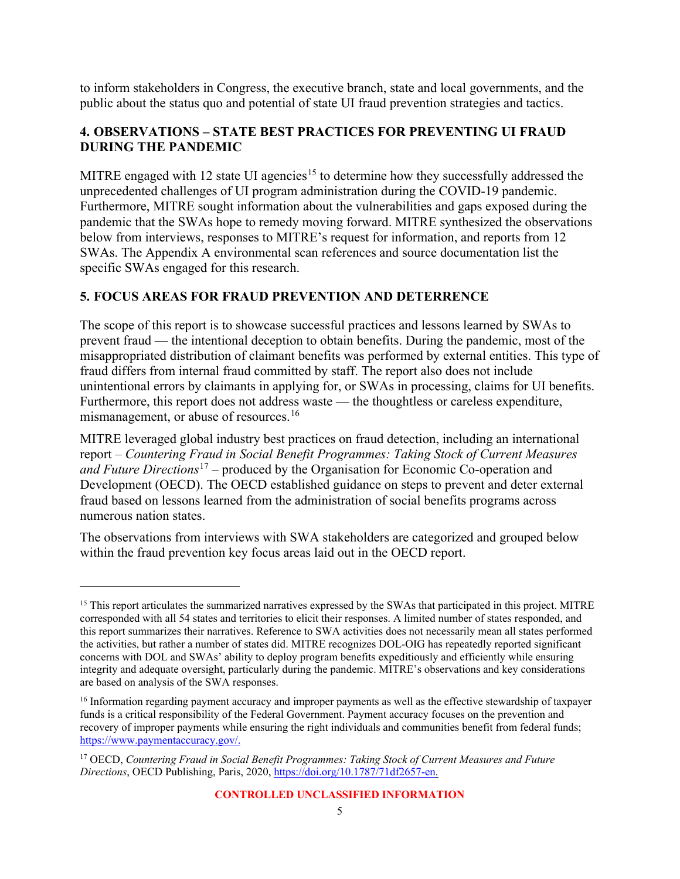to inform stakeholders in Congress, the executive branch, state and local governments, and the public about the status quo and potential of state UI fraud prevention strategies and tactics.

## 4. OBSERVATIONS – STATE BEST PRACTICES FOR PREVENTING UI FRAUD DURING THE PANDEMIC

MITRE engaged with 12 state UI agencies[15] to determine how they successfully addressed the unprecedented challenges of UI program administration during the COVID-19 pandemic. Furthermore, MITRE sought information about the vulnerabilities and gaps exposed during the pandemic that the SWAs hope to remedy moving forward. MITRE synthesized the observations below from interviews, responses to MITRE's request for information, and reports from 12 SWAs. The Appendix A environmental scan references and source documentation list the specific SWAs engaged for this research.

## 5. FOCUS AREAS FOR FRAUD PREVENTION AND DETERRENCE

The scope of this report is to showcase successful practices and lessons learned by SWAs to prevent fraud — the intentional deception to obtain benefits. During the pandemic, most of the misappropriated distribution of claimant benefits was performed by external entities. This type of fraud differs from internal fraud committed by staff. The report also does not include unintentional errors by claimants in applying for, or SWAs in processing, claims for UI benefits. Furthermore, this report does not address waste — the thoughtless or careless expenditure, mismanagement, or abuse of resources.[16]

MITRE leveraged global industry best practices on fraud detection, including an international report – *Countering Fraud in Social Benefit Programmes: Taking Stock of Current Measures and Future Directions*[17] – produced by the Organisation for Economic Co-operation and Development (OECD). The OECD established guidance on steps to prevent and deter external fraud based on lessons learned from the administration of social benefits programs across numerous nation states.

The observations from interviews with SWA stakeholders are categorized and grouped below within the fraud prevention key focus areas laid out in the OECD report.

---

[15] This report articulates the summarized narratives expressed by the SWAs that participated in this project. MITRE corresponded with all 54 states and territories to elicit their responses. A limited number of states responded, and this report summarizes their narratives. Reference to SWA activities does not necessarily mean all states performed the activities, but rather a number of states did. MITRE recognizes DOL-OIG has repeatedly reported significant concerns with DOL and SWAs' ability to deploy program benefits expeditiously and efficiently while ensuring integrity and adequate oversight, particularly during the pandemic. MITRE's observations and key considerations are based on analysis of the SWA responses.

[16] Information regarding payment accuracy and improper payments as well as the effective stewardship of taxpayer funds is a critical responsibility of the Federal Government. Payment accuracy focuses on the prevention and recovery of improper payments while ensuring the right individuals and communities benefit from federal funds; https://www.paymentaccuracy.gov/.

[17] OECD, *Countering Fraud in Social Benefit Programmes: Taking Stock of Current Measures and Future Directions*, OECD Publishing, Paris, 2020, https://doi.org/10.1787/71df2657-en.

CONTROLLED UNCLASSIFIED INFORMATION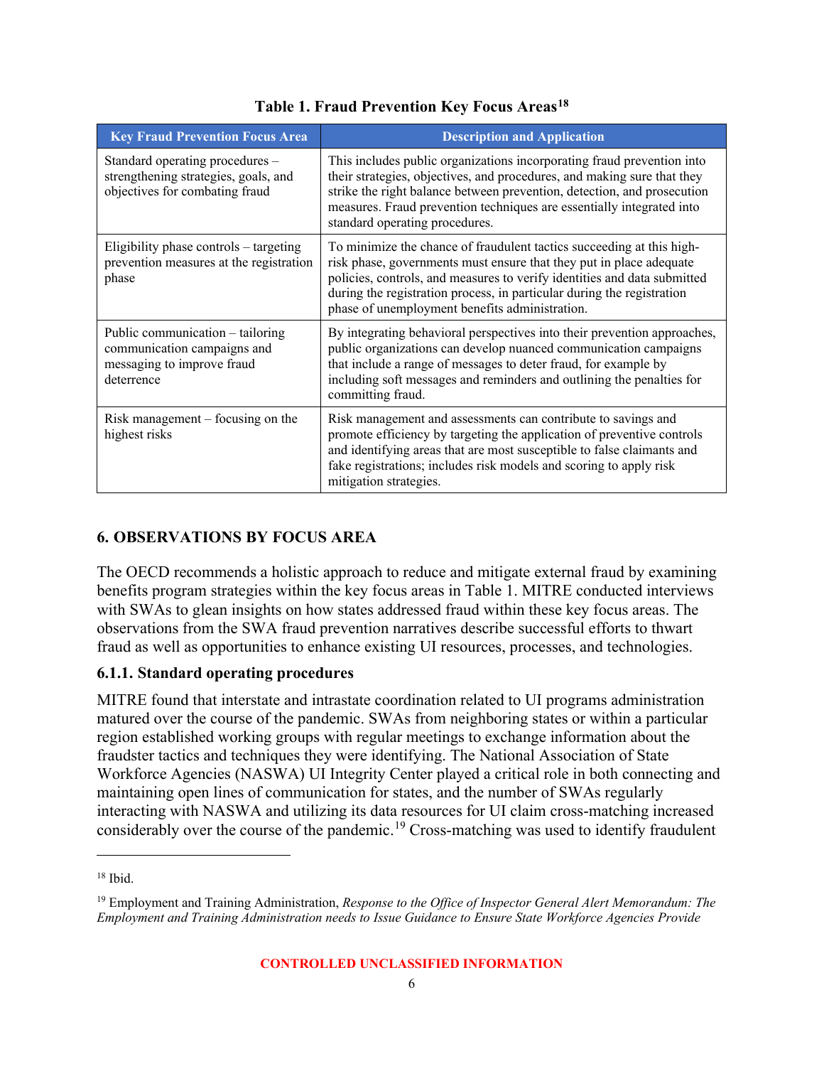**Table 1. Fraud Prevention Key Focus Areas[18]**

| Key Fraud Prevention Focus Area | Description and Application |
|---|---|
| Standard operating procedures – strengthening strategies, goals, and objectives for combating fraud | This includes public organizations incorporating fraud prevention into their strategies, objectives, and procedures, and making sure that they strike the right balance between prevention, detection, and prosecution measures. Fraud prevention techniques are essentially integrated into standard operating procedures. |
| Eligibility phase controls – targeting prevention measures at the registration phase | To minimize the chance of fraudulent tactics succeeding at this high-risk phase, governments must ensure that they put in place adequate policies, controls, and measures to verify identities and data submitted during the registration process, in particular during the registration phase of unemployment benefits administration. |
| Public communication – tailoring communication campaigns and messaging to improve fraud deterrence | By integrating behavioral perspectives into their prevention approaches, public organizations can develop nuanced communication campaigns that include a range of messages to deter fraud, for example by including soft messages and reminders and outlining the penalties for committing fraud. |
| Risk management – focusing on the highest risks | Risk management and assessments can contribute to savings and promote efficiency by targeting the application of preventive controls and identifying areas that are most susceptible to false claimants and fake registrations; includes risk models and scoring to apply risk mitigation strategies. |

## 6. OBSERVATIONS BY FOCUS AREA

The OECD recommends a holistic approach to reduce and mitigate external fraud by examining benefits program strategies within the key focus areas in Table 1. MITRE conducted interviews with SWAs to glean insights on how states addressed fraud within these key focus areas. The observations from the SWA fraud prevention narratives describe successful efforts to thwart fraud as well as opportunities to enhance existing UI resources, processes, and technologies.

### 6.1.1. Standard operating procedures

MITRE found that interstate and intrastate coordination related to UI programs administration matured over the course of the pandemic. SWAs from neighboring states or within a particular region established working groups with regular meetings to exchange information about the fraudster tactics and techniques they were identifying. The National Association of State Workforce Agencies (NASWA) UI Integrity Center played a critical role in both connecting and maintaining open lines of communication for states, and the number of SWAs regularly interacting with NASWA and utilizing its data resources for UI claim cross-matching increased considerably over the course of the pandemic.[19] Cross-matching was used to identify fraudulent

---

[18] Ibid.

[19] Employment and Training Administration, *Response to the Office of Inspector General Alert Memorandum: The Employment and Training Administration needs to Issue Guidance to Ensure State Workforce Agencies Provide*

CONTROLLED UNCLASSIFIED INFORMATION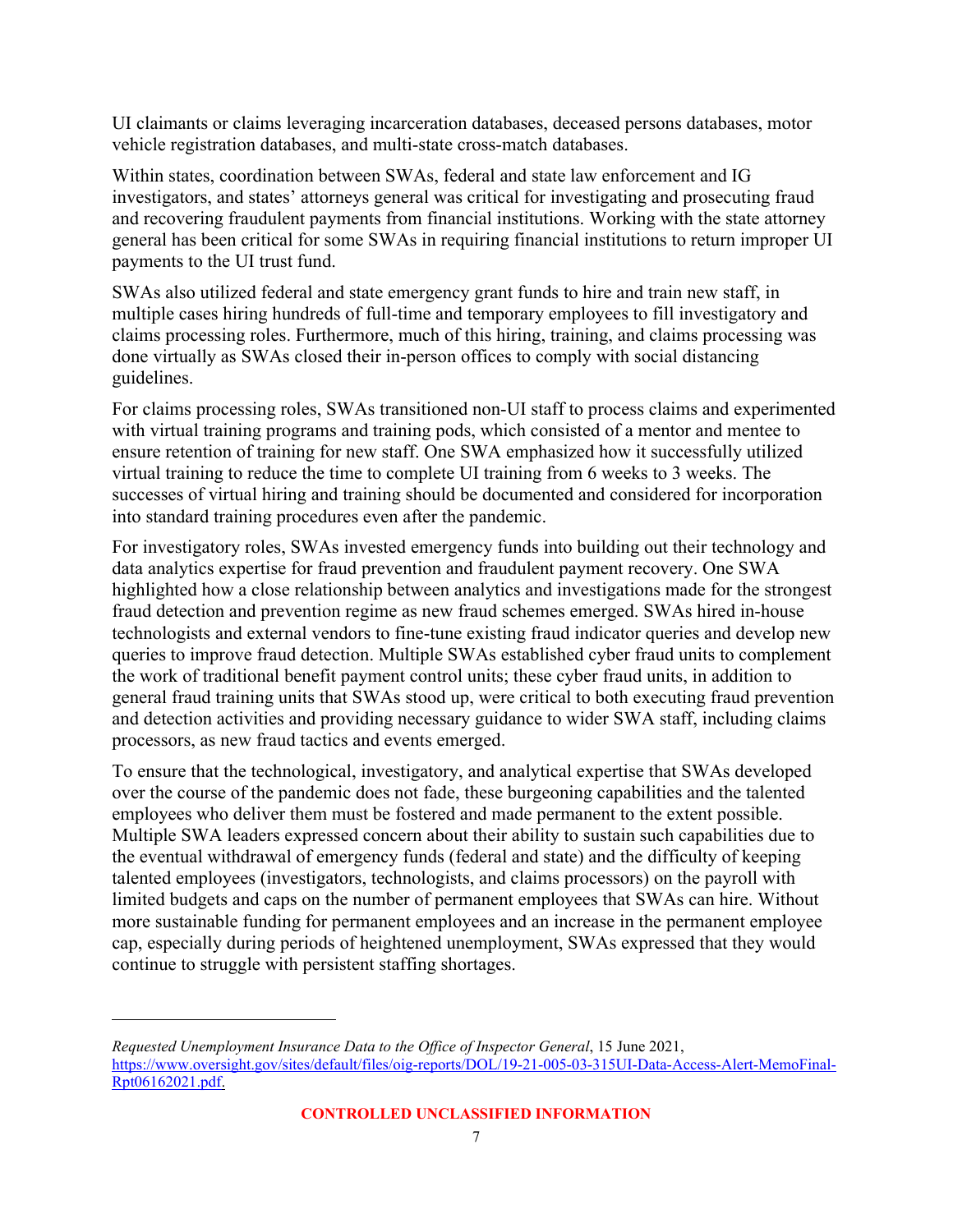UI claimants or claims leveraging incarceration databases, deceased persons databases, motor vehicle registration databases, and multi-state cross-match databases.

Within states, coordination between SWAs, federal and state law enforcement and IG investigators, and states' attorneys general was critical for investigating and prosecuting fraud and recovering fraudulent payments from financial institutions. Working with the state attorney general has been critical for some SWAs in requiring financial institutions to return improper UI payments to the UI trust fund.

SWAs also utilized federal and state emergency grant funds to hire and train new staff, in multiple cases hiring hundreds of full-time and temporary employees to fill investigatory and claims processing roles. Furthermore, much of this hiring, training, and claims processing was done virtually as SWAs closed their in-person offices to comply with social distancing guidelines.

For claims processing roles, SWAs transitioned non-UI staff to process claims and experimented with virtual training programs and training pods, which consisted of a mentor and mentee to ensure retention of training for new staff. One SWA emphasized how it successfully utilized virtual training to reduce the time to complete UI training from 6 weeks to 3 weeks. The successes of virtual hiring and training should be documented and considered for incorporation into standard training procedures even after the pandemic.

For investigatory roles, SWAs invested emergency funds into building out their technology and data analytics expertise for fraud prevention and fraudulent payment recovery. One SWA highlighted how a close relationship between analytics and investigations made for the strongest fraud detection and prevention regime as new fraud schemes emerged. SWAs hired in-house technologists and external vendors to fine-tune existing fraud indicator queries and develop new queries to improve fraud detection. Multiple SWAs established cyber fraud units to complement the work of traditional benefit payment control units; these cyber fraud units, in addition to general fraud training units that SWAs stood up, were critical to both executing fraud prevention and detection activities and providing necessary guidance to wider SWA staff, including claims processors, as new fraud tactics and events emerged.

To ensure that the technological, investigatory, and analytical expertise that SWAs developed over the course of the pandemic does not fade, these burgeoning capabilities and the talented employees who deliver them must be fostered and made permanent to the extent possible. Multiple SWA leaders expressed concern about their ability to sustain such capabilities due to the eventual withdrawal of emergency funds (federal and state) and the difficulty of keeping talented employees (investigators, technologists, and claims processors) on the payroll with limited budgets and caps on the number of permanent employees that SWAs can hire. Without more sustainable funding for permanent employees and an increase in the permanent employee cap, especially during periods of heightened unemployment, SWAs expressed that they would continue to struggle with persistent staffing shortages.

---

*Requested Unemployment Insurance Data to the Office of Inspector General*, 15 June 2021, https://www.oversight.gov/sites/default/files/oig-reports/DOL/19-21-005-03-315UI-Data-Access-Alert-MemoFinal-Rpt06162021.pdf.

**CONTROLLED UNCLASSIFIED INFORMATION**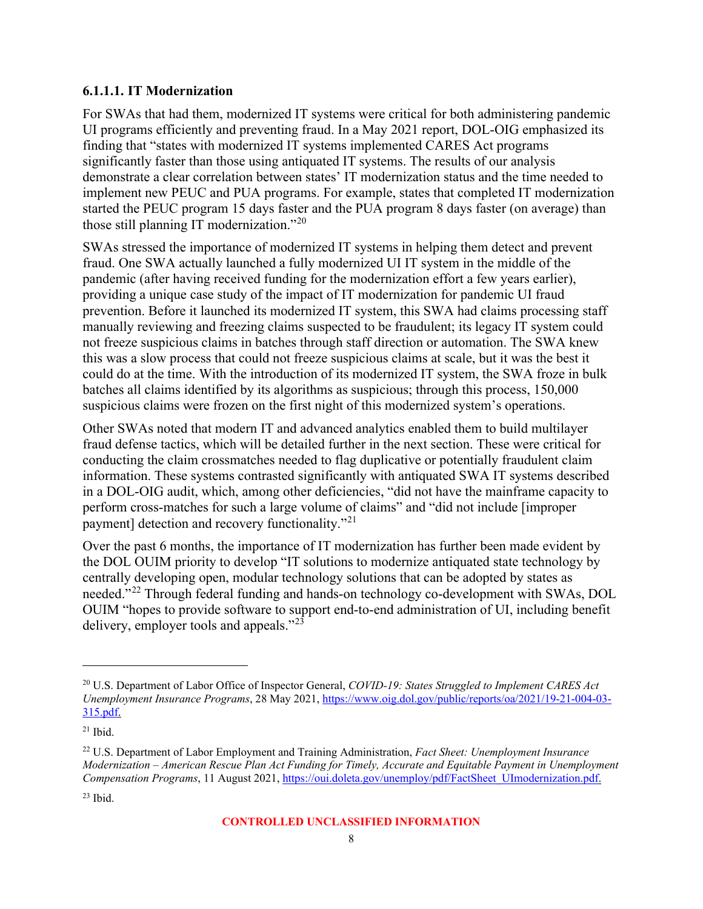#### 6.1.1.1. IT Modernization

For SWAs that had them, modernized IT systems were critical for both administering pandemic UI programs efficiently and preventing fraud. In a May 2021 report, DOL-OIG emphasized its finding that "states with modernized IT systems implemented CARES Act programs significantly faster than those using antiquated IT systems. The results of our analysis demonstrate a clear correlation between states' IT modernization status and the time needed to implement new PEUC and PUA programs. For example, states that completed IT modernization started the PEUC program 15 days faster and the PUA program 8 days faster (on average) than those still planning IT modernization."[20]

SWAs stressed the importance of modernized IT systems in helping them detect and prevent fraud. One SWA actually launched a fully modernized UI IT system in the middle of the pandemic (after having received funding for the modernization effort a few years earlier), providing a unique case study of the impact of IT modernization for pandemic UI fraud prevention. Before it launched its modernized IT system, this SWA had claims processing staff manually reviewing and freezing claims suspected to be fraudulent; its legacy IT system could not freeze suspicious claims in batches through staff direction or automation. The SWA knew this was a slow process that could not freeze suspicious claims at scale, but it was the best it could do at the time. With the introduction of its modernized IT system, the SWA froze in bulk batches all claims identified by its algorithms as suspicious; through this process, 150,000 suspicious claims were frozen on the first night of this modernized system's operations.

Other SWAs noted that modern IT and advanced analytics enabled them to build multilayer fraud defense tactics, which will be detailed further in the next section. These were critical for conducting the claim crossmatches needed to flag duplicative or potentially fraudulent claim information. These systems contrasted significantly with antiquated SWA IT systems described in a DOL-OIG audit, which, among other deficiencies, "did not have the mainframe capacity to perform cross-matches for such a large volume of claims" and "did not include [improper payment] detection and recovery functionality."[21]

Over the past 6 months, the importance of IT modernization has further been made evident by the DOL OUIM priority to develop "IT solutions to modernize antiquated state technology by centrally developing open, modular technology solutions that can be adopted by states as needed."[22] Through federal funding and hands-on technology co-development with SWAs, DOL OUIM "hopes to provide software to support end-to-end administration of UI, including benefit delivery, employer tools and appeals."[23]

---

[20] U.S. Department of Labor Office of Inspector General, *COVID-19: States Struggled to Implement CARES Act Unemployment Insurance Programs*, 28 May 2021, https://www.oig.dol.gov/public/reports/oa/2021/19-21-004-03-315.pdf.

[21] Ibid.

[22] U.S. Department of Labor Employment and Training Administration, *Fact Sheet: Unemployment Insurance Modernization – American Rescue Plan Act Funding for Timely, Accurate and Equitable Payment in Unemployment Compensation Programs*, 11 August 2021, https://oui.doleta.gov/unemploy/pdf/FactSheet_UImodernization.pdf.

[23] Ibid.

CONTROLLED UNCLASSIFIED INFORMATION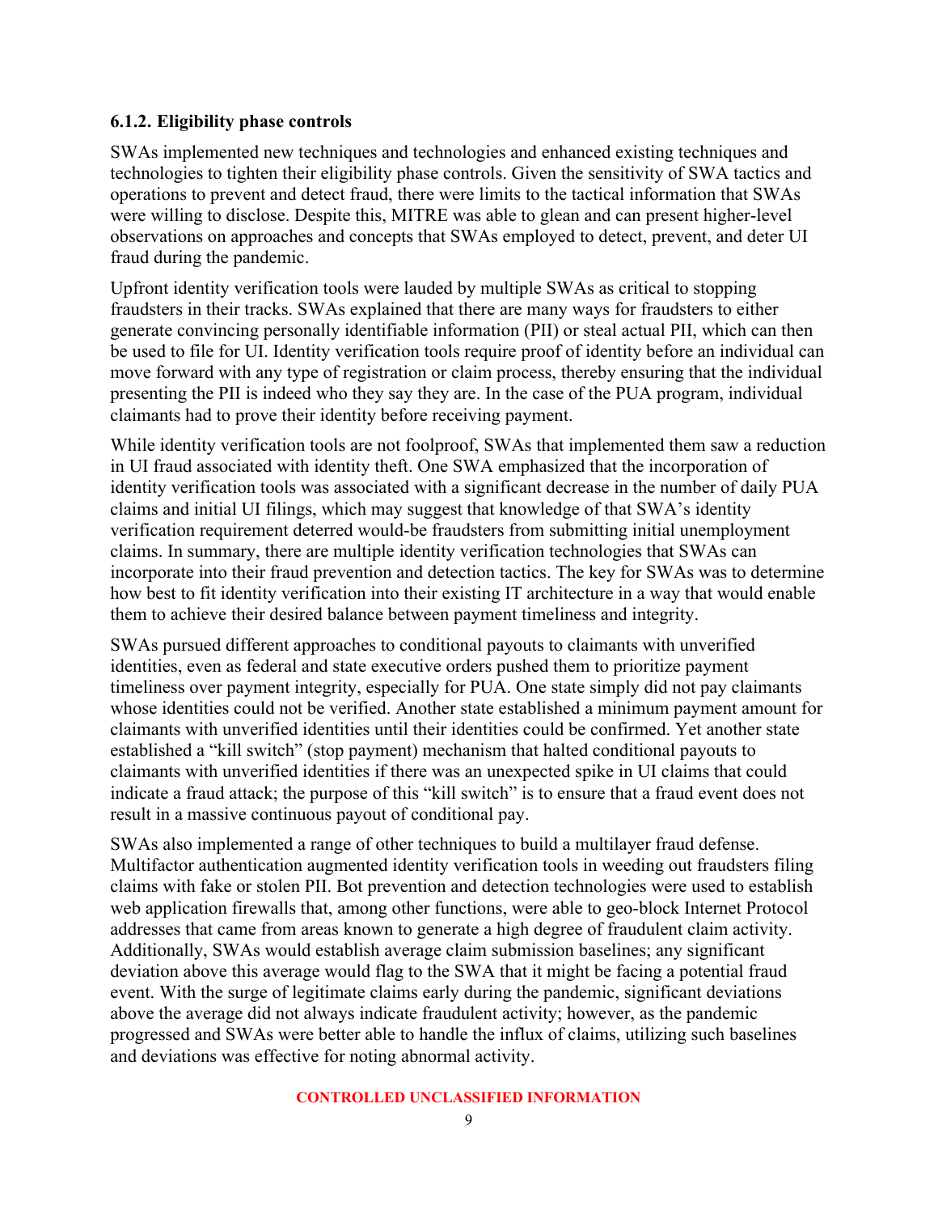### 6.1.2. Eligibility phase controls

SWAs implemented new techniques and technologies and enhanced existing techniques and technologies to tighten their eligibility phase controls. Given the sensitivity of SWA tactics and operations to prevent and detect fraud, there were limits to the tactical information that SWAs were willing to disclose. Despite this, MITRE was able to glean and can present higher-level observations on approaches and concepts that SWAs employed to detect, prevent, and deter UI fraud during the pandemic.

Upfront identity verification tools were lauded by multiple SWAs as critical to stopping fraudsters in their tracks. SWAs explained that there are many ways for fraudsters to either generate convincing personally identifiable information (PII) or steal actual PII, which can then be used to file for UI. Identity verification tools require proof of identity before an individual can move forward with any type of registration or claim process, thereby ensuring that the individual presenting the PII is indeed who they say they are. In the case of the PUA program, individual claimants had to prove their identity before receiving payment.

While identity verification tools are not foolproof, SWAs that implemented them saw a reduction in UI fraud associated with identity theft. One SWA emphasized that the incorporation of identity verification tools was associated with a significant decrease in the number of daily PUA claims and initial UI filings, which may suggest that knowledge of that SWA's identity verification requirement deterred would-be fraudsters from submitting initial unemployment claims. In summary, there are multiple identity verification technologies that SWAs can incorporate into their fraud prevention and detection tactics. The key for SWAs was to determine how best to fit identity verification into their existing IT architecture in a way that would enable them to achieve their desired balance between payment timeliness and integrity.

SWAs pursued different approaches to conditional payouts to claimants with unverified identities, even as federal and state executive orders pushed them to prioritize payment timeliness over payment integrity, especially for PUA. One state simply did not pay claimants whose identities could not be verified. Another state established a minimum payment amount for claimants with unverified identities until their identities could be confirmed. Yet another state established a "kill switch" (stop payment) mechanism that halted conditional payouts to claimants with unverified identities if there was an unexpected spike in UI claims that could indicate a fraud attack; the purpose of this "kill switch" is to ensure that a fraud event does not result in a massive continuous payout of conditional pay.

SWAs also implemented a range of other techniques to build a multilayer fraud defense. Multifactor authentication augmented identity verification tools in weeding out fraudsters filing claims with fake or stolen PII. Bot prevention and detection technologies were used to establish web application firewalls that, among other functions, were able to geo-block Internet Protocol addresses that came from areas known to generate a high degree of fraudulent claim activity. Additionally, SWAs would establish average claim submission baselines; any significant deviation above this average would flag to the SWA that it might be facing a potential fraud event. With the surge of legitimate claims early during the pandemic, significant deviations above the average did not always indicate fraudulent activity; however, as the pandemic progressed and SWAs were better able to handle the influx of claims, utilizing such baselines and deviations was effective for noting abnormal activity.

CONTROLLED UNCLASSIFIED INFORMATION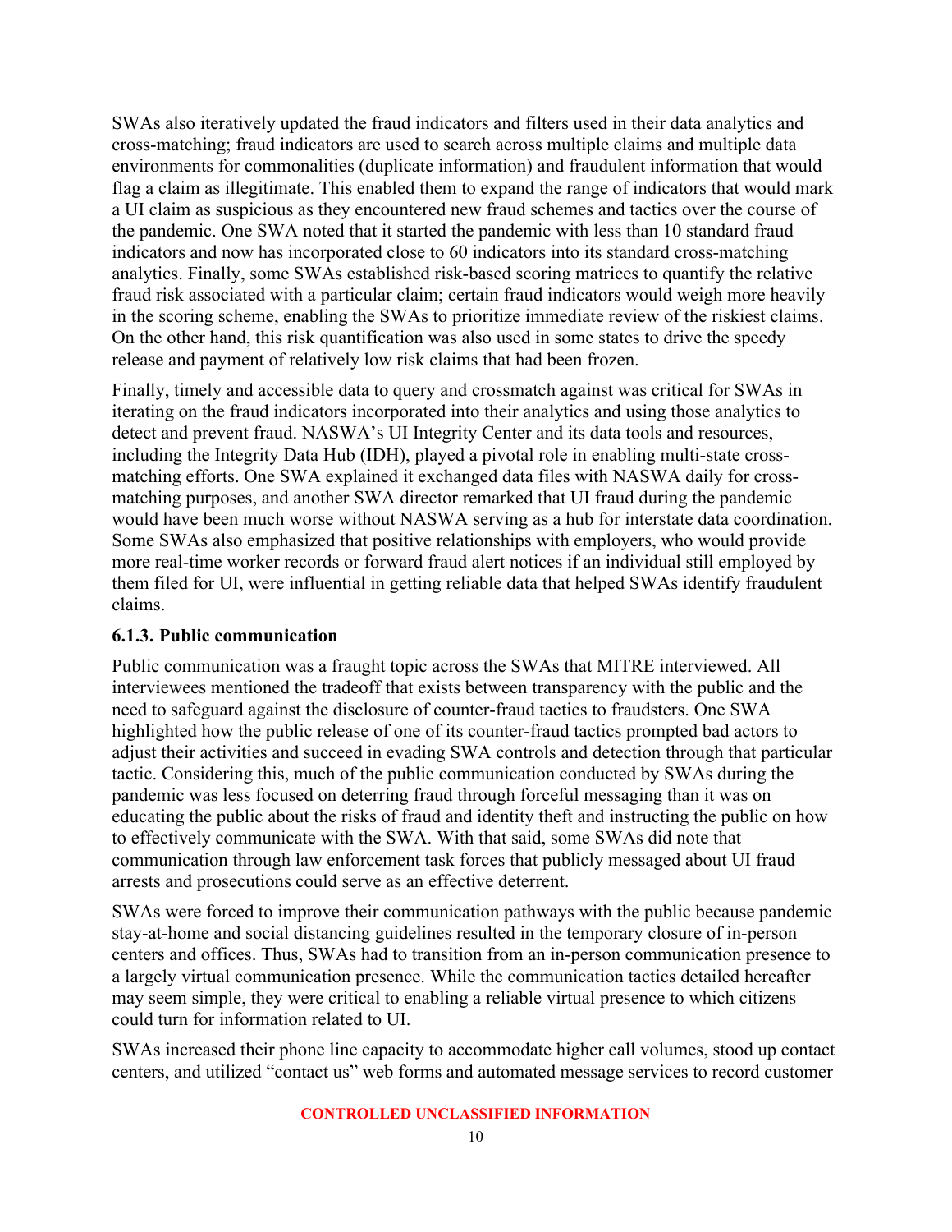SWAs also iteratively updated the fraud indicators and filters used in their data analytics and cross-matching; fraud indicators are used to search across multiple claims and multiple data environments for commonalities (duplicate information) and fraudulent information that would flag a claim as illegitimate. This enabled them to expand the range of indicators that would mark a UI claim as suspicious as they encountered new fraud schemes and tactics over the course of the pandemic. One SWA noted that it started the pandemic with less than 10 standard fraud indicators and now has incorporated close to 60 indicators into its standard cross-matching analytics. Finally, some SWAs established risk-based scoring matrices to quantify the relative fraud risk associated with a particular claim; certain fraud indicators would weigh more heavily in the scoring scheme, enabling the SWAs to prioritize immediate review of the riskiest claims. On the other hand, this risk quantification was also used in some states to drive the speedy release and payment of relatively low risk claims that had been frozen.

Finally, timely and accessible data to query and crossmatch against was critical for SWAs in iterating on the fraud indicators incorporated into their analytics and using those analytics to detect and prevent fraud. NASWA's UI Integrity Center and its data tools and resources, including the Integrity Data Hub (IDH), played a pivotal role in enabling multi-state cross-matching efforts. One SWA explained it exchanged data files with NASWA daily for cross-matching purposes, and another SWA director remarked that UI fraud during the pandemic would have been much worse without NASWA serving as a hub for interstate data coordination. Some SWAs also emphasized that positive relationships with employers, who would provide more real-time worker records or forward fraud alert notices if an individual still employed by them filed for UI, were influential in getting reliable data that helped SWAs identify fraudulent claims.

### 6.1.3. Public communication

Public communication was a fraught topic across the SWAs that MITRE interviewed. All interviewees mentioned the tradeoff that exists between transparency with the public and the need to safeguard against the disclosure of counter-fraud tactics to fraudsters. One SWA highlighted how the public release of one of its counter-fraud tactics prompted bad actors to adjust their activities and succeed in evading SWA controls and detection through that particular tactic. Considering this, much of the public communication conducted by SWAs during the pandemic was less focused on deterring fraud through forceful messaging than it was on educating the public about the risks of fraud and identity theft and instructing the public on how to effectively communicate with the SWA. With that said, some SWAs did note that communication through law enforcement task forces that publicly messaged about UI fraud arrests and prosecutions could serve as an effective deterrent.

SWAs were forced to improve their communication pathways with the public because pandemic stay-at-home and social distancing guidelines resulted in the temporary closure of in-person centers and offices. Thus, SWAs had to transition from an in-person communication presence to a largely virtual communication presence. While the communication tactics detailed hereafter may seem simple, they were critical to enabling a reliable virtual presence to which citizens could turn for information related to UI.

SWAs increased their phone line capacity to accommodate higher call volumes, stood up contact centers, and utilized "contact us" web forms and automated message services to record customer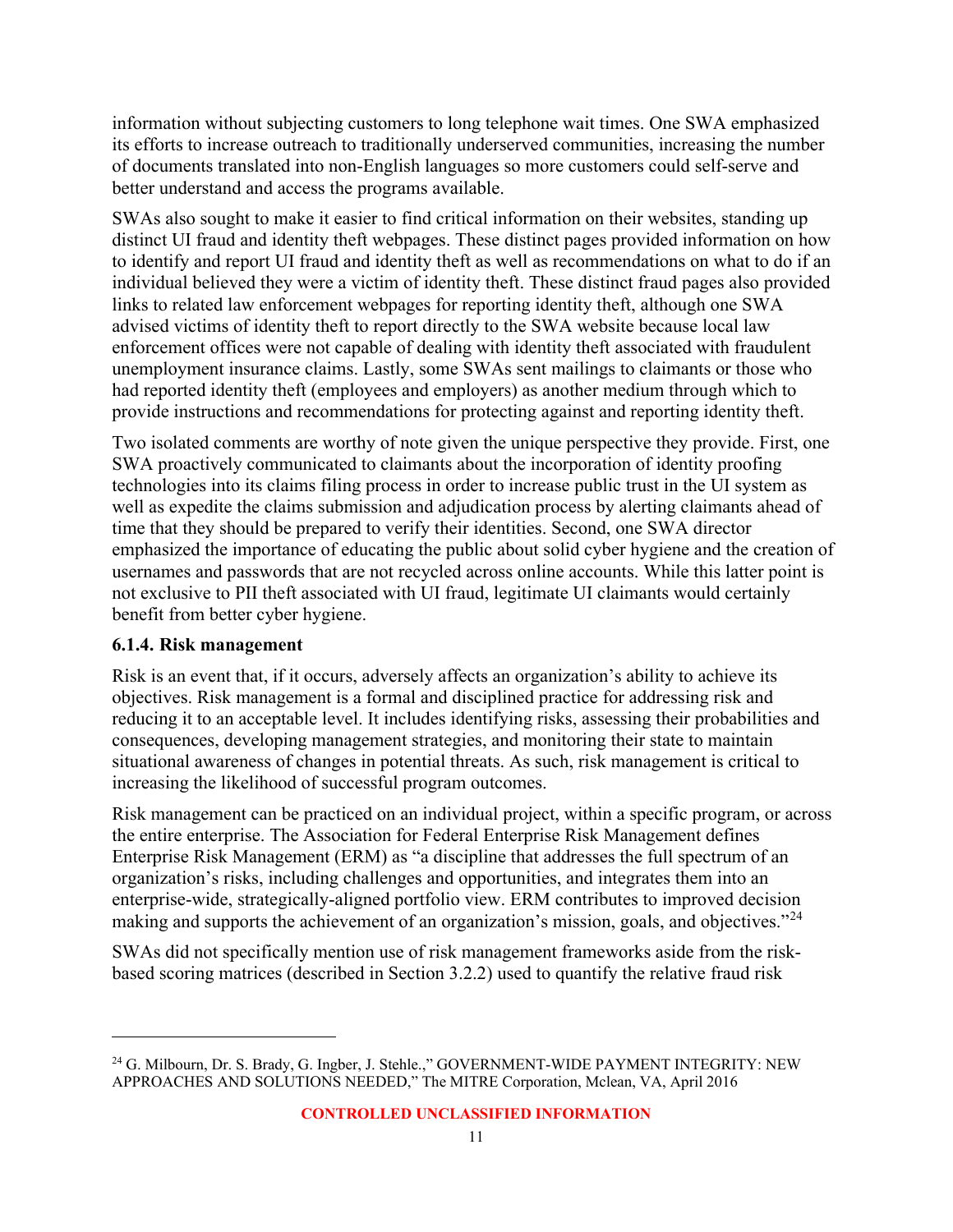information without subjecting customers to long telephone wait times. One SWA emphasized its efforts to increase outreach to traditionally underserved communities, increasing the number of documents translated into non-English languages so more customers could self-serve and better understand and access the programs available.

SWAs also sought to make it easier to find critical information on their websites, standing up distinct UI fraud and identity theft webpages. These distinct pages provided information on how to identify and report UI fraud and identity theft as well as recommendations on what to do if an individual believed they were a victim of identity theft. These distinct fraud pages also provided links to related law enforcement webpages for reporting identity theft, although one SWA advised victims of identity theft to report directly to the SWA website because local law enforcement offices were not capable of dealing with identity theft associated with fraudulent unemployment insurance claims. Lastly, some SWAs sent mailings to claimants or those who had reported identity theft (employees and employers) as another medium through which to provide instructions and recommendations for protecting against and reporting identity theft.

Two isolated comments are worthy of note given the unique perspective they provide. First, one SWA proactively communicated to claimants about the incorporation of identity proofing technologies into its claims filing process in order to increase public trust in the UI system as well as expedite the claims submission and adjudication process by alerting claimants ahead of time that they should be prepared to verify their identities. Second, one SWA director emphasized the importance of educating the public about solid cyber hygiene and the creation of usernames and passwords that are not recycled across online accounts. While this latter point is not exclusive to PII theft associated with UI fraud, legitimate UI claimants would certainly benefit from better cyber hygiene.

#### 6.1.4. Risk management

Risk is an event that, if it occurs, adversely affects an organization's ability to achieve its objectives. Risk management is a formal and disciplined practice for addressing risk and reducing it to an acceptable level. It includes identifying risks, assessing their probabilities and consequences, developing management strategies, and monitoring their state to maintain situational awareness of changes in potential threats. As such, risk management is critical to increasing the likelihood of successful program outcomes.

Risk management can be practiced on an individual project, within a specific program, or across the entire enterprise. The Association for Federal Enterprise Risk Management defines Enterprise Risk Management (ERM) as "a discipline that addresses the full spectrum of an organization's risks, including challenges and opportunities, and integrates them into an enterprise-wide, strategically-aligned portfolio view. ERM contributes to improved decision making and supports the achievement of an organization's mission, goals, and objectives."[24]

SWAs did not specifically mention use of risk management frameworks aside from the risk-based scoring matrices (described in Section 3.2.2) used to quantify the relative fraud risk

[24] G. Milbourn, Dr. S. Brady, G. Ingber, J. Stehle.," GOVERNMENT-WIDE PAYMENT INTEGRITY: NEW APPROACHES AND SOLUTIONS NEEDED," The MITRE Corporation, Mclean, VA, April 2016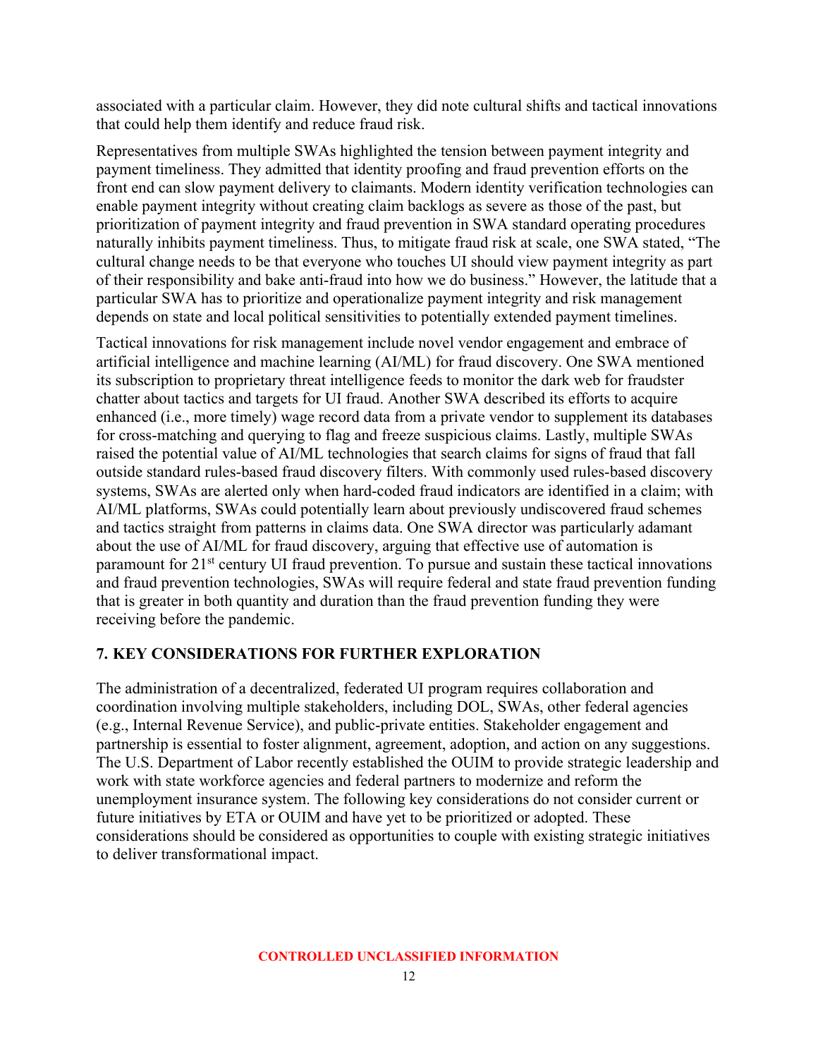associated with a particular claim. However, they did note cultural shifts and tactical innovations that could help them identify and reduce fraud risk.

Representatives from multiple SWAs highlighted the tension between payment integrity and payment timeliness. They admitted that identity proofing and fraud prevention efforts on the front end can slow payment delivery to claimants. Modern identity verification technologies can enable payment integrity without creating claim backlogs as severe as those of the past, but prioritization of payment integrity and fraud prevention in SWA standard operating procedures naturally inhibits payment timeliness. Thus, to mitigate fraud risk at scale, one SWA stated, "The cultural change needs to be that everyone who touches UI should view payment integrity as part of their responsibility and bake anti-fraud into how we do business." However, the latitude that a particular SWA has to prioritize and operationalize payment integrity and risk management depends on state and local political sensitivities to potentially extended payment timelines.

Tactical innovations for risk management include novel vendor engagement and embrace of artificial intelligence and machine learning (AI/ML) for fraud discovery. One SWA mentioned its subscription to proprietary threat intelligence feeds to monitor the dark web for fraudster chatter about tactics and targets for UI fraud. Another SWA described its efforts to acquire enhanced (i.e., more timely) wage record data from a private vendor to supplement its databases for cross-matching and querying to flag and freeze suspicious claims. Lastly, multiple SWAs raised the potential value of AI/ML technologies that search claims for signs of fraud that fall outside standard rules-based fraud discovery filters. With commonly used rules-based discovery systems, SWAs are alerted only when hard-coded fraud indicators are identified in a claim; with AI/ML platforms, SWAs could potentially learn about previously undiscovered fraud schemes and tactics straight from patterns in claims data. One SWA director was particularly adamant about the use of AI/ML for fraud discovery, arguing that effective use of automation is paramount for 21st century UI fraud prevention. To pursue and sustain these tactical innovations and fraud prevention technologies, SWAs will require federal and state fraud prevention funding that is greater in both quantity and duration than the fraud prevention funding they were receiving before the pandemic.

## 7. KEY CONSIDERATIONS FOR FURTHER EXPLORATION

The administration of a decentralized, federated UI program requires collaboration and coordination involving multiple stakeholders, including DOL, SWAs, other federal agencies (e.g., Internal Revenue Service), and public-private entities. Stakeholder engagement and partnership is essential to foster alignment, agreement, adoption, and action on any suggestions. The U.S. Department of Labor recently established the OUIM to provide strategic leadership and work with state workforce agencies and federal partners to modernize and reform the unemployment insurance system. The following key considerations do not consider current or future initiatives by ETA or OUIM and have yet to be prioritized or adopted. These considerations should be considered as opportunities to couple with existing strategic initiatives to deliver transformational impact.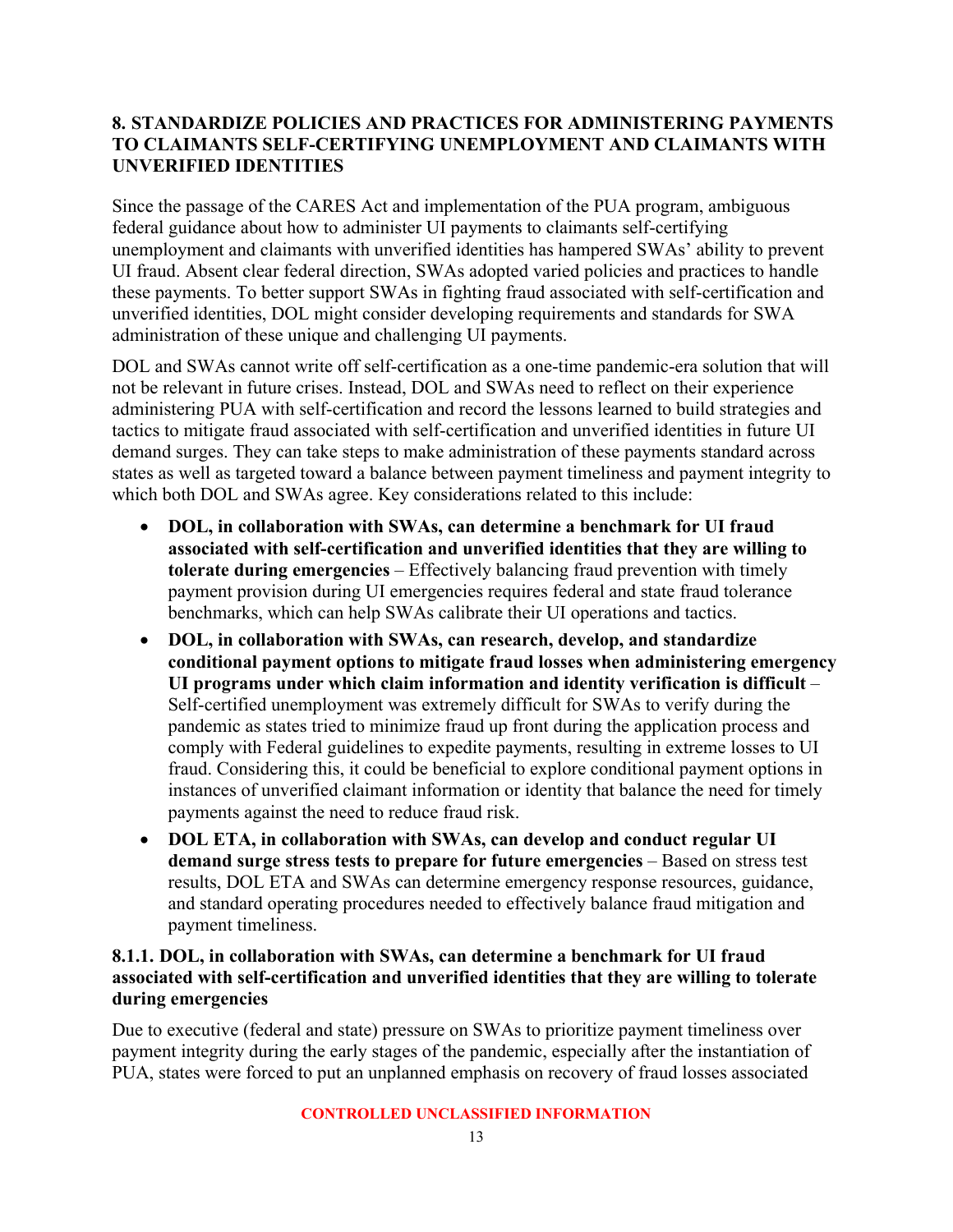## 8. STANDARDIZE POLICIES AND PRACTICES FOR ADMINISTERING PAYMENTS TO CLAIMANTS SELF-CERTIFYING UNEMPLOYMENT AND CLAIMANTS WITH UNVERIFIED IDENTITIES

Since the passage of the CARES Act and implementation of the PUA program, ambiguous federal guidance about how to administer UI payments to claimants self-certifying unemployment and claimants with unverified identities has hampered SWAs' ability to prevent UI fraud. Absent clear federal direction, SWAs adopted varied policies and practices to handle these payments. To better support SWAs in fighting fraud associated with self-certification and unverified identities, DOL might consider developing requirements and standards for SWA administration of these unique and challenging UI payments.

DOL and SWAs cannot write off self-certification as a one-time pandemic-era solution that will not be relevant in future crises. Instead, DOL and SWAs need to reflect on their experience administering PUA with self-certification and record the lessons learned to build strategies and tactics to mitigate fraud associated with self-certification and unverified identities in future UI demand surges. They can take steps to make administration of these payments standard across states as well as targeted toward a balance between payment timeliness and payment integrity to which both DOL and SWAs agree. Key considerations related to this include:

- **DOL, in collaboration with SWAs, can determine a benchmark for UI fraud associated with self-certification and unverified identities that they are willing to tolerate during emergencies** – Effectively balancing fraud prevention with timely payment provision during UI emergencies requires federal and state fraud tolerance benchmarks, which can help SWAs calibrate their UI operations and tactics.
- **DOL, in collaboration with SWAs, can research, develop, and standardize conditional payment options to mitigate fraud losses when administering emergency UI programs under which claim information and identity verification is difficult** – Self-certified unemployment was extremely difficult for SWAs to verify during the pandemic as states tried to minimize fraud up front during the application process and comply with Federal guidelines to expedite payments, resulting in extreme losses to UI fraud. Considering this, it could be beneficial to explore conditional payment options in instances of unverified claimant information or identity that balance the need for timely payments against the need to reduce fraud risk.
- **DOL ETA, in collaboration with SWAs, can develop and conduct regular UI demand surge stress tests to prepare for future emergencies** – Based on stress test results, DOL ETA and SWAs can determine emergency response resources, guidance, and standard operating procedures needed to effectively balance fraud mitigation and payment timeliness.

### 8.1.1. DOL, in collaboration with SWAs, can determine a benchmark for UI fraud associated with self-certification and unverified identities that they are willing to tolerate during emergencies

Due to executive (federal and state) pressure on SWAs to prioritize payment timeliness over payment integrity during the early stages of the pandemic, especially after the instantiation of PUA, states were forced to put an unplanned emphasis on recovery of fraud losses associated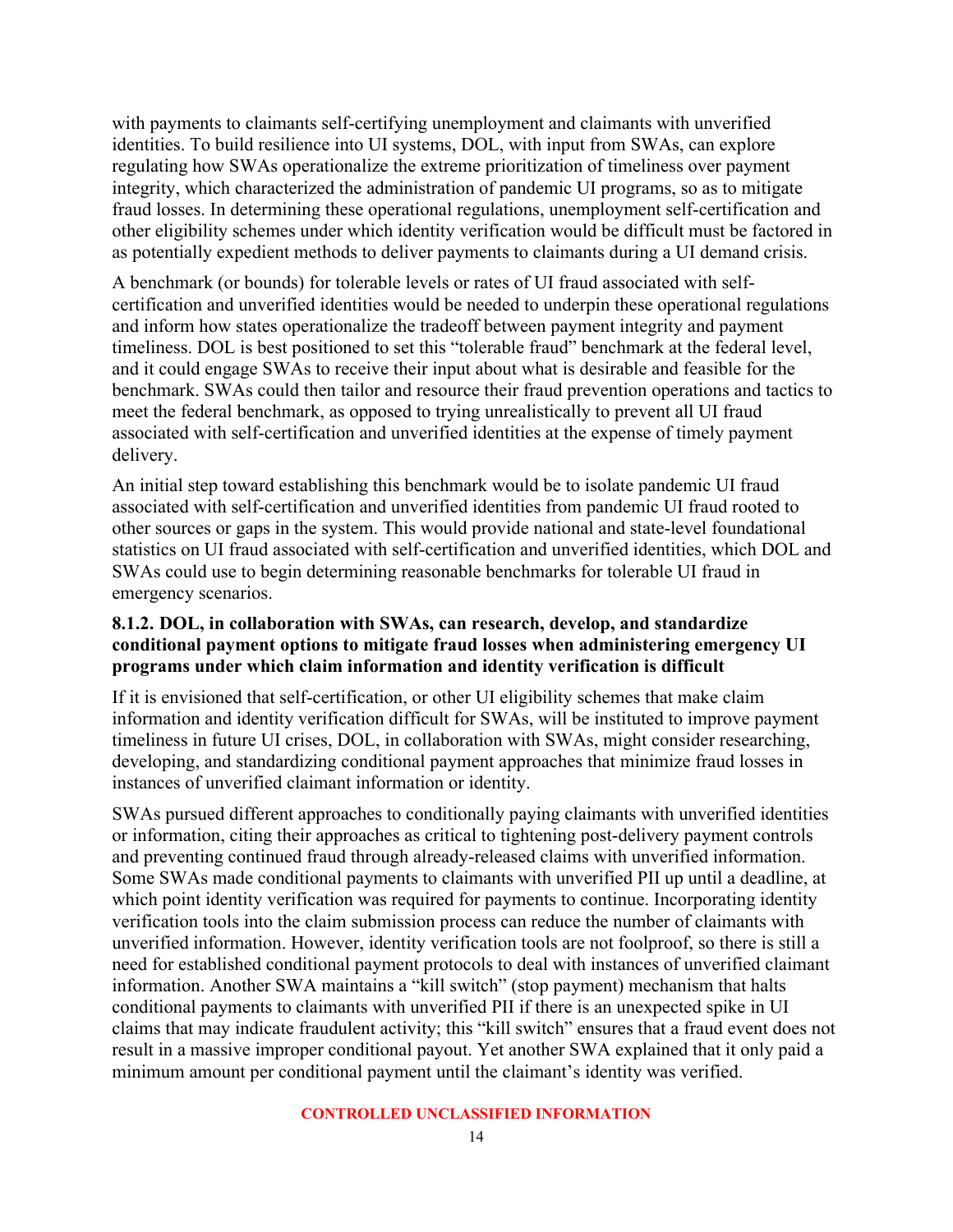with payments to claimants self-certifying unemployment and claimants with unverified identities. To build resilience into UI systems, DOL, with input from SWAs, can explore regulating how SWAs operationalize the extreme prioritization of timeliness over payment integrity, which characterized the administration of pandemic UI programs, so as to mitigate fraud losses. In determining these operational regulations, unemployment self-certification and other eligibility schemes under which identity verification would be difficult must be factored in as potentially expedient methods to deliver payments to claimants during a UI demand crisis.

A benchmark (or bounds) for tolerable levels or rates of UI fraud associated with self-certification and unverified identities would be needed to underpin these operational regulations and inform how states operationalize the tradeoff between payment integrity and payment timeliness. DOL is best positioned to set this "tolerable fraud" benchmark at the federal level, and it could engage SWAs to receive their input about what is desirable and feasible for the benchmark. SWAs could then tailor and resource their fraud prevention operations and tactics to meet the federal benchmark, as opposed to trying unrealistically to prevent all UI fraud associated with self-certification and unverified identities at the expense of timely payment delivery.

An initial step toward establishing this benchmark would be to isolate pandemic UI fraud associated with self-certification and unverified identities from pandemic UI fraud rooted to other sources or gaps in the system. This would provide national and state-level foundational statistics on UI fraud associated with self-certification and unverified identities, which DOL and SWAs could use to begin determining reasonable benchmarks for tolerable UI fraud in emergency scenarios.

#### 8.1.2. DOL, in collaboration with SWAs, can research, develop, and standardize conditional payment options to mitigate fraud losses when administering emergency UI programs under which claim information and identity verification is difficult

If it is envisioned that self-certification, or other UI eligibility schemes that make claim information and identity verification difficult for SWAs, will be instituted to improve payment timeliness in future UI crises, DOL, in collaboration with SWAs, might consider researching, developing, and standardizing conditional payment approaches that minimize fraud losses in instances of unverified claimant information or identity.

SWAs pursued different approaches to conditionally paying claimants with unverified identities or information, citing their approaches as critical to tightening post-delivery payment controls and preventing continued fraud through already-released claims with unverified information. Some SWAs made conditional payments to claimants with unverified PII up until a deadline, at which point identity verification was required for payments to continue. Incorporating identity verification tools into the claim submission process can reduce the number of claimants with unverified information. However, identity verification tools are not foolproof, so there is still a need for established conditional payment protocols to deal with instances of unverified claimant information. Another SWA maintains a "kill switch" (stop payment) mechanism that halts conditional payments to claimants with unverified PII if there is an unexpected spike in UI claims that may indicate fraudulent activity; this "kill switch" ensures that a fraud event does not result in a massive improper conditional payout. Yet another SWA explained that it only paid a minimum amount per conditional payment until the claimant's identity was verified.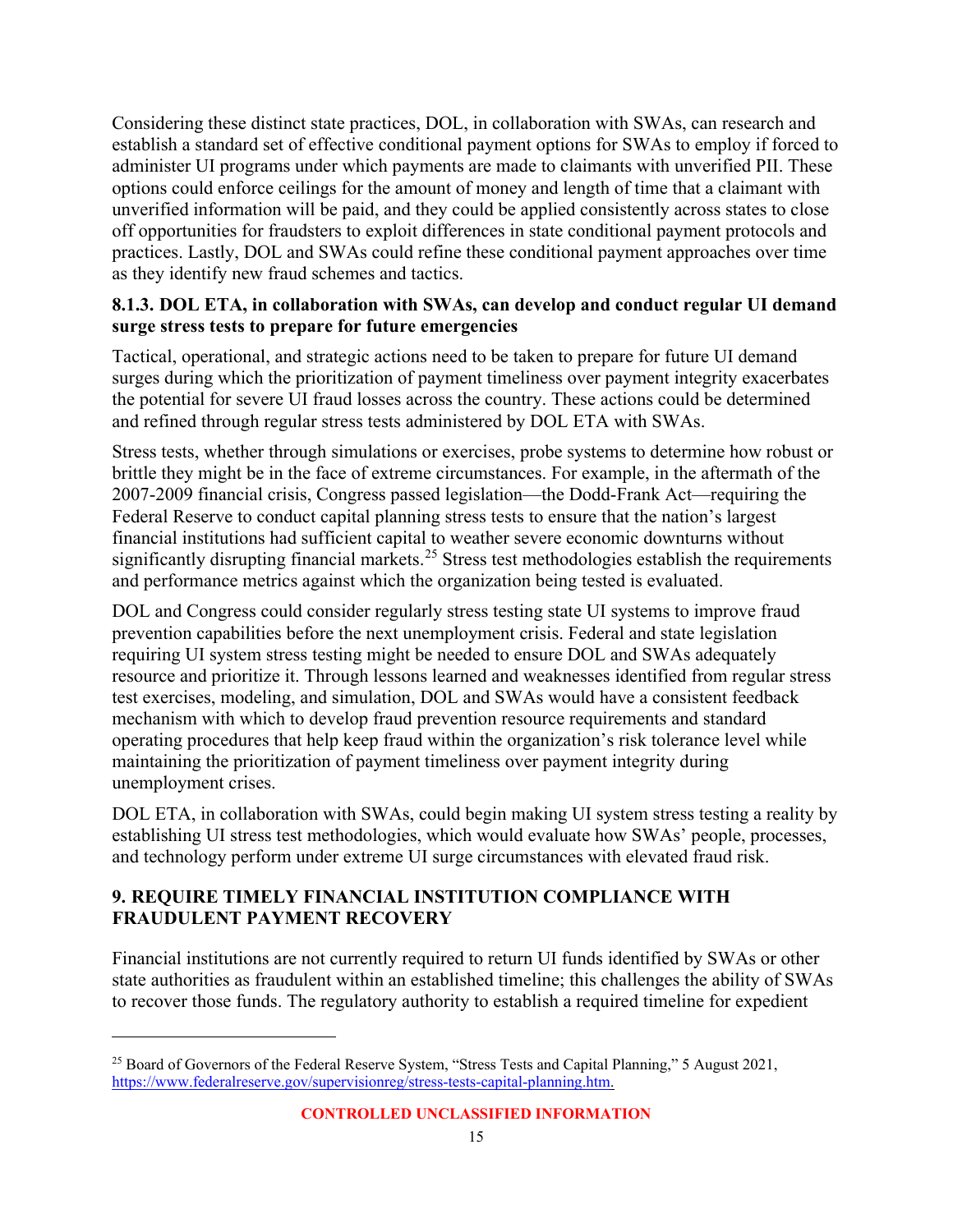Considering these distinct state practices, DOL, in collaboration with SWAs, can research and establish a standard set of effective conditional payment options for SWAs to employ if forced to administer UI programs under which payments are made to claimants with unverified PII. These options could enforce ceilings for the amount of money and length of time that a claimant with unverified information will be paid, and they could be applied consistently across states to close off opportunities for fraudsters to exploit differences in state conditional payment protocols and practices. Lastly, DOL and SWAs could refine these conditional payment approaches over time as they identify new fraud schemes and tactics.

### 8.1.3. DOL ETA, in collaboration with SWAs, can develop and conduct regular UI demand surge stress tests to prepare for future emergencies

Tactical, operational, and strategic actions need to be taken to prepare for future UI demand surges during which the prioritization of payment timeliness over payment integrity exacerbates the potential for severe UI fraud losses across the country. These actions could be determined and refined through regular stress tests administered by DOL ETA with SWAs.

Stress tests, whether through simulations or exercises, probe systems to determine how robust or brittle they might be in the face of extreme circumstances. For example, in the aftermath of the 2007-2009 financial crisis, Congress passed legislation—the Dodd-Frank Act—requiring the Federal Reserve to conduct capital planning stress tests to ensure that the nation's largest financial institutions had sufficient capital to weather severe economic downturns without significantly disrupting financial markets.[25] Stress test methodologies establish the requirements and performance metrics against which the organization being tested is evaluated.

DOL and Congress could consider regularly stress testing state UI systems to improve fraud prevention capabilities before the next unemployment crisis. Federal and state legislation requiring UI system stress testing might be needed to ensure DOL and SWAs adequately resource and prioritize it. Through lessons learned and weaknesses identified from regular stress test exercises, modeling, and simulation, DOL and SWAs would have a consistent feedback mechanism with which to develop fraud prevention resource requirements and standard operating procedures that help keep fraud within the organization's risk tolerance level while maintaining the prioritization of payment timeliness over payment integrity during unemployment crises.

DOL ETA, in collaboration with SWAs, could begin making UI system stress testing a reality by establishing UI stress test methodologies, which would evaluate how SWAs' people, processes, and technology perform under extreme UI surge circumstances with elevated fraud risk.

## 9. REQUIRE TIMELY FINANCIAL INSTITUTION COMPLIANCE WITH FRAUDULENT PAYMENT RECOVERY

Financial institutions are not currently required to return UI funds identified by SWAs or other state authorities as fraudulent within an established timeline; this challenges the ability of SWAs to recover those funds. The regulatory authority to establish a required timeline for expedient

[25] Board of Governors of the Federal Reserve System, "Stress Tests and Capital Planning," 5 August 2021, https://www.federalreserve.gov/supervisionreg/stress-tests-capital-planning.htm.

CONTROLLED UNCLASSIFIED INFORMATION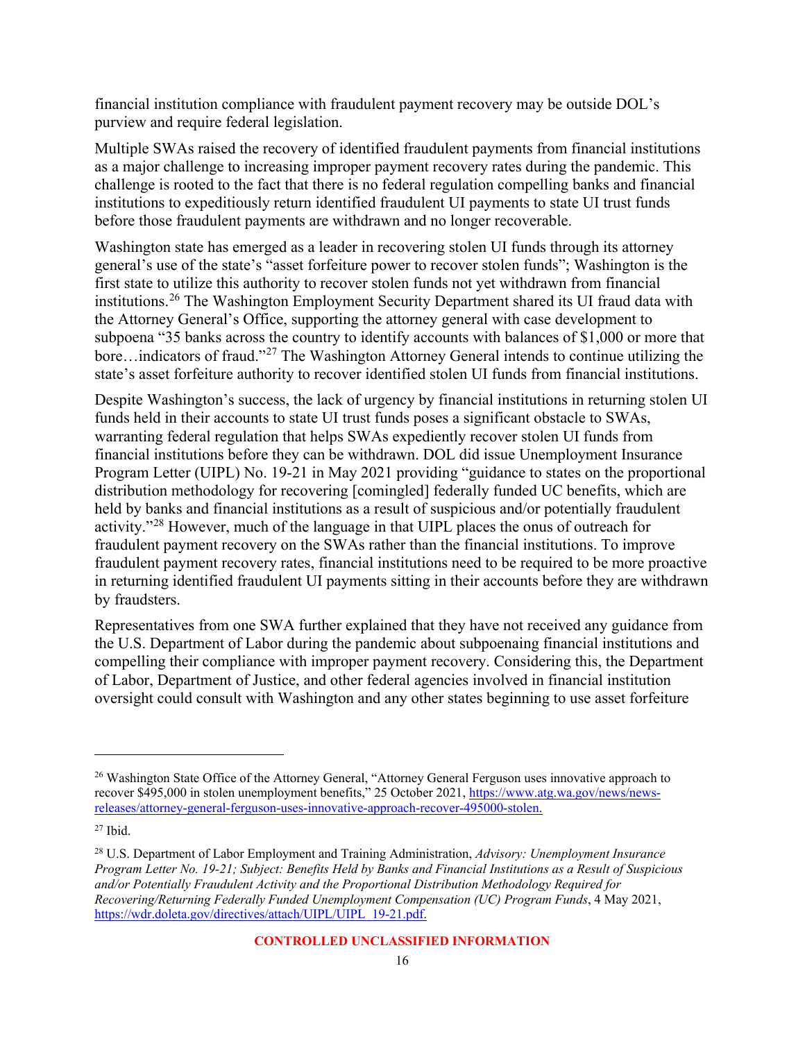financial institution compliance with fraudulent payment recovery may be outside DOL's purview and require federal legislation.

Multiple SWAs raised the recovery of identified fraudulent payments from financial institutions as a major challenge to increasing improper payment recovery rates during the pandemic. This challenge is rooted to the fact that there is no federal regulation compelling banks and financial institutions to expeditiously return identified fraudulent UI payments to state UI trust funds before those fraudulent payments are withdrawn and no longer recoverable.

Washington state has emerged as a leader in recovering stolen UI funds through its attorney general's use of the state's "asset forfeiture power to recover stolen funds"; Washington is the first state to utilize this authority to recover stolen funds not yet withdrawn from financial institutions.[26] The Washington Employment Security Department shared its UI fraud data with the Attorney General's Office, supporting the attorney general with case development to subpoena "35 banks across the country to identify accounts with balances of $1,000 or more that bore…indicators of fraud."[27] The Washington Attorney General intends to continue utilizing the state's asset forfeiture authority to recover identified stolen UI funds from financial institutions.

Despite Washington's success, the lack of urgency by financial institutions in returning stolen UI funds held in their accounts to state UI trust funds poses a significant obstacle to SWAs, warranting federal regulation that helps SWAs expediently recover stolen UI funds from financial institutions before they can be withdrawn. DOL did issue Unemployment Insurance Program Letter (UIPL) No. 19-21 in May 2021 providing "guidance to states on the proportional distribution methodology for recovering [comingled] federally funded UC benefits, which are held by banks and financial institutions as a result of suspicious and/or potentially fraudulent activity."[28] However, much of the language in that UIPL places the onus of outreach for fraudulent payment recovery on the SWAs rather than the financial institutions. To improve fraudulent payment recovery rates, financial institutions need to be required to be more proactive in returning identified fraudulent UI payments sitting in their accounts before they are withdrawn by fraudsters.

Representatives from one SWA further explained that they have not received any guidance from the U.S. Department of Labor during the pandemic about subpoenaing financial institutions and compelling their compliance with improper payment recovery. Considering this, the Department of Labor, Department of Justice, and other federal agencies involved in financial institution oversight could consult with Washington and any other states beginning to use asset forfeiture

---

[26] Washington State Office of the Attorney General, "Attorney General Ferguson uses innovative approach to recover $495,000 in stolen unemployment benefits," 25 October 2021, https://www.atg.wa.gov/news/news-releases/attorney-general-ferguson-uses-innovative-approach-recover-495000-stolen.

[27] Ibid.

[28] U.S. Department of Labor Employment and Training Administration, *Advisory: Unemployment Insurance Program Letter No. 19-21; Subject: Benefits Held by Banks and Financial Institutions as a Result of Suspicious and/or Potentially Fraudulent Activity and the Proportional Distribution Methodology Required for Recovering/Returning Federally Funded Unemployment Compensation (UC) Program Funds*, 4 May 2021, https://wdr.doleta.gov/directives/attach/UIPL/UIPL_19-21.pdf.

**CONTROLLED UNCLASSIFIED INFORMATION**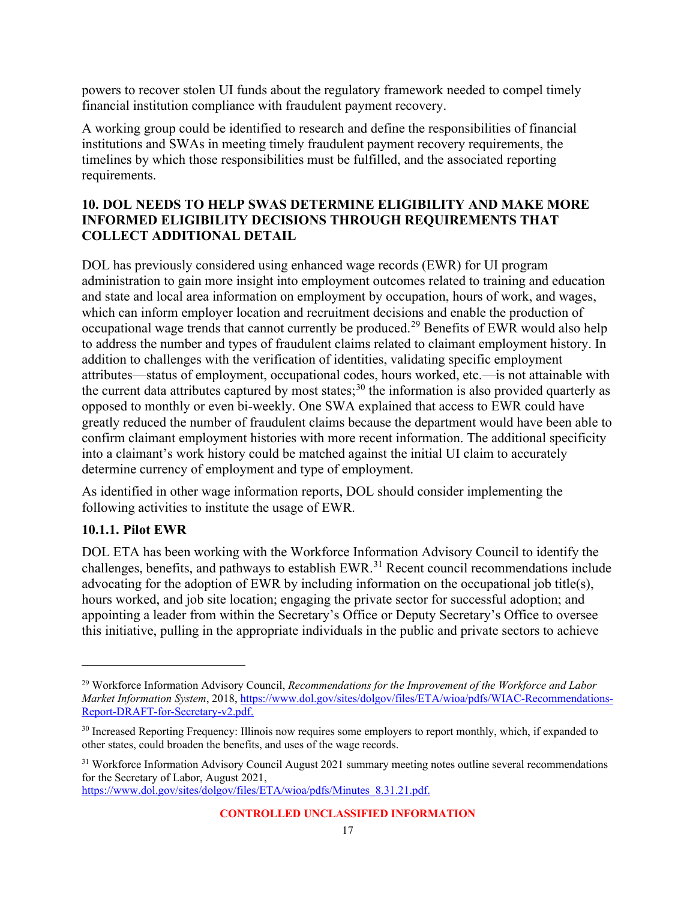powers to recover stolen UI funds about the regulatory framework needed to compel timely financial institution compliance with fraudulent payment recovery.

A working group could be identified to research and define the responsibilities of financial institutions and SWAs in meeting timely fraudulent payment recovery requirements, the timelines by which those responsibilities must be fulfilled, and the associated reporting requirements.

### 10. DOL NEEDS TO HELP SWAS DETERMINE ELIGIBILITY AND MAKE MORE INFORMED ELIGIBILITY DECISIONS THROUGH REQUIREMENTS THAT COLLECT ADDITIONAL DETAIL

DOL has previously considered using enhanced wage records (EWR) for UI program administration to gain more insight into employment outcomes related to training and education and state and local area information on employment by occupation, hours of work, and wages, which can inform employer location and recruitment decisions and enable the production of occupational wage trends that cannot currently be produced.[29] Benefits of EWR would also help to address the number and types of fraudulent claims related to claimant employment history. In addition to challenges with the verification of identities, validating specific employment attributes—status of employment, occupational codes, hours worked, etc.—is not attainable with the current data attributes captured by most states;[30] the information is also provided quarterly as opposed to monthly or even bi-weekly. One SWA explained that access to EWR could have greatly reduced the number of fraudulent claims because the department would have been able to confirm claimant employment histories with more recent information. The additional specificity into a claimant's work history could be matched against the initial UI claim to accurately determine currency of employment and type of employment.

As identified in other wage information reports, DOL should consider implementing the following activities to institute the usage of EWR.

#### 10.1.1. Pilot EWR

DOL ETA has been working with the Workforce Information Advisory Council to identify the challenges, benefits, and pathways to establish EWR.[31] Recent council recommendations include advocating for the adoption of EWR by including information on the occupational job title(s), hours worked, and job site location; engaging the private sector for successful adoption; and appointing a leader from within the Secretary's Office or Deputy Secretary's Office to oversee this initiative, pulling in the appropriate individuals in the public and private sectors to achieve

---

[29] Workforce Information Advisory Council, *Recommendations for the Improvement of the Workforce and Labor Market Information System*, 2018, https://www.dol.gov/sites/dolgov/files/ETA/wioa/pdfs/WIAC-Recommendations-Report-DRAFT-for-Secretary-v2.pdf.

[30] Increased Reporting Frequency: Illinois now requires some employers to report monthly, which, if expanded to other states, could broaden the benefits, and uses of the wage records.

[31] Workforce Information Advisory Council August 2021 summary meeting notes outline several recommendations for the Secretary of Labor, August 2021, https://www.dol.gov/sites/dolgov/files/ETA/wioa/pdfs/Minutes_8.31.21.pdf.

CONTROLLED UNCLASSIFIED INFORMATION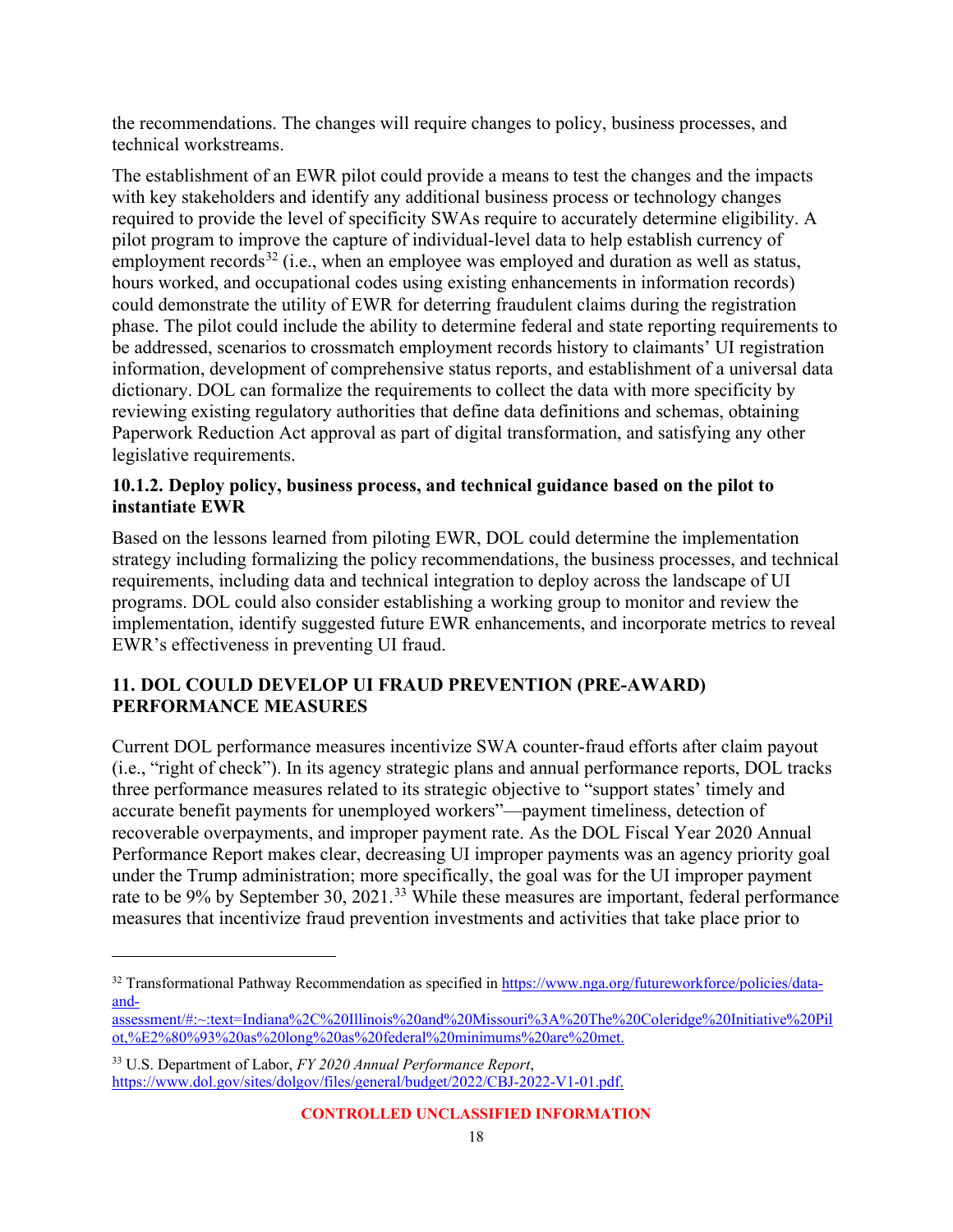the recommendations. The changes will require changes to policy, business processes, and technical workstreams.

The establishment of an EWR pilot could provide a means to test the changes and the impacts with key stakeholders and identify any additional business process or technology changes required to provide the level of specificity SWAs require to accurately determine eligibility. A pilot program to improve the capture of individual-level data to help establish currency of employment records[32] (i.e., when an employee was employed and duration as well as status, hours worked, and occupational codes using existing enhancements in information records) could demonstrate the utility of EWR for deterring fraudulent claims during the registration phase. The pilot could include the ability to determine federal and state reporting requirements to be addressed, scenarios to crossmatch employment records history to claimants' UI registration information, development of comprehensive status reports, and establishment of a universal data dictionary. DOL can formalize the requirements to collect the data with more specificity by reviewing existing regulatory authorities that define data definitions and schemas, obtaining Paperwork Reduction Act approval as part of digital transformation, and satisfying any other legislative requirements.

### 10.1.2. Deploy policy, business process, and technical guidance based on the pilot to instantiate EWR

Based on the lessons learned from piloting EWR, DOL could determine the implementation strategy including formalizing the policy recommendations, the business processes, and technical requirements, including data and technical integration to deploy across the landscape of UI programs. DOL could also consider establishing a working group to monitor and review the implementation, identify suggested future EWR enhancements, and incorporate metrics to reveal EWR's effectiveness in preventing UI fraud.

## 11. DOL COULD DEVELOP UI FRAUD PREVENTION (PRE-AWARD) PERFORMANCE MEASURES

Current DOL performance measures incentivize SWA counter-fraud efforts after claim payout (i.e., "right of check"). In its agency strategic plans and annual performance reports, DOL tracks three performance measures related to its strategic objective to "support states' timely and accurate benefit payments for unemployed workers"—payment timeliness, detection of recoverable overpayments, and improper payment rate. As the DOL Fiscal Year 2020 Annual Performance Report makes clear, decreasing UI improper payments was an agency priority goal under the Trump administration; more specifically, the goal was for the UI improper payment rate to be 9% by September 30, 2021.[33] While these measures are important, federal performance measures that incentivize fraud prevention investments and activities that take place prior to

---

[32] Transformational Pathway Recommendation as specified in https://www.nga.org/futureworkforce/policies/data-and-assessment/#:~:text=Indiana%2C%20Illinois%20and%20Missouri%3A%20The%20Coleridge%20Initiative%20Pilot,%E2%80%93%20as%20long%20as%20federal%20minimums%20are%20met.

[33] U.S. Department of Labor, *FY 2020 Annual Performance Report*, https://www.dol.gov/sites/dolgov/files/general/budget/2022/CBJ-2022-V1-01.pdf.

CONTROLLED UNCLASSIFIED INFORMATION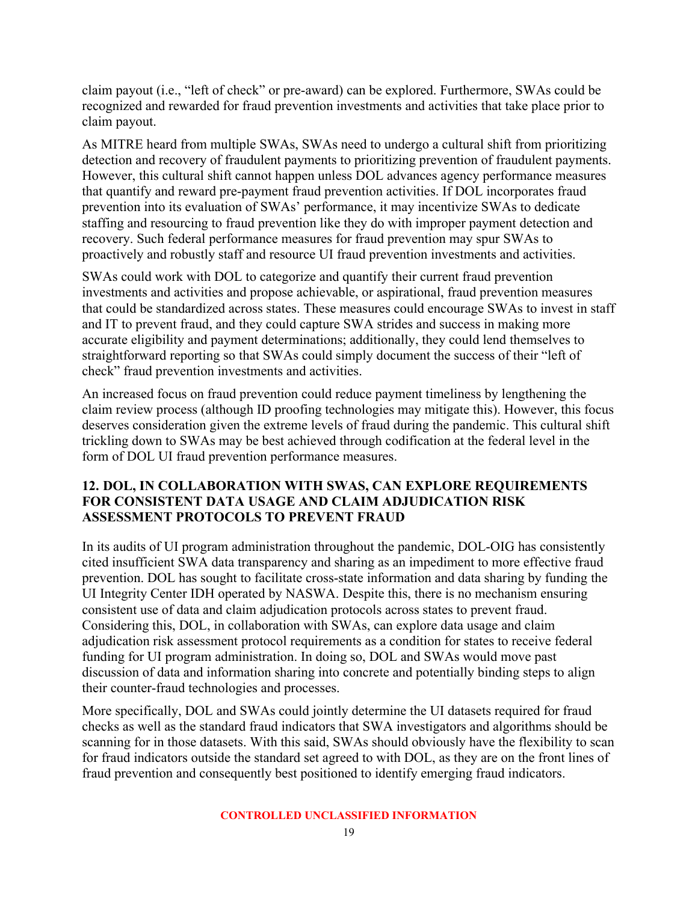claim payout (i.e., "left of check" or pre-award) can be explored. Furthermore, SWAs could be recognized and rewarded for fraud prevention investments and activities that take place prior to claim payout.

As MITRE heard from multiple SWAs, SWAs need to undergo a cultural shift from prioritizing detection and recovery of fraudulent payments to prioritizing prevention of fraudulent payments. However, this cultural shift cannot happen unless DOL advances agency performance measures that quantify and reward pre-payment fraud prevention activities. If DOL incorporates fraud prevention into its evaluation of SWAs' performance, it may incentivize SWAs to dedicate staffing and resourcing to fraud prevention like they do with improper payment detection and recovery. Such federal performance measures for fraud prevention may spur SWAs to proactively and robustly staff and resource UI fraud prevention investments and activities.

SWAs could work with DOL to categorize and quantify their current fraud prevention investments and activities and propose achievable, or aspirational, fraud prevention measures that could be standardized across states. These measures could encourage SWAs to invest in staff and IT to prevent fraud, and they could capture SWA strides and success in making more accurate eligibility and payment determinations; additionally, they could lend themselves to straightforward reporting so that SWAs could simply document the success of their "left of check" fraud prevention investments and activities.

An increased focus on fraud prevention could reduce payment timeliness by lengthening the claim review process (although ID proofing technologies may mitigate this). However, this focus deserves consideration given the extreme levels of fraud during the pandemic. This cultural shift trickling down to SWAs may be best achieved through codification at the federal level in the form of DOL UI fraud prevention performance measures.

## 12. DOL, IN COLLABORATION WITH SWAS, CAN EXPLORE REQUIREMENTS FOR CONSISTENT DATA USAGE AND CLAIM ADJUDICATION RISK ASSESSMENT PROTOCOLS TO PREVENT FRAUD

In its audits of UI program administration throughout the pandemic, DOL-OIG has consistently cited insufficient SWA data transparency and sharing as an impediment to more effective fraud prevention. DOL has sought to facilitate cross-state information and data sharing by funding the UI Integrity Center IDH operated by NASWA. Despite this, there is no mechanism ensuring consistent use of data and claim adjudication protocols across states to prevent fraud. Considering this, DOL, in collaboration with SWAs, can explore data usage and claim adjudication risk assessment protocol requirements as a condition for states to receive federal funding for UI program administration. In doing so, DOL and SWAs would move past discussion of data and information sharing into concrete and potentially binding steps to align their counter-fraud technologies and processes.

More specifically, DOL and SWAs could jointly determine the UI datasets required for fraud checks as well as the standard fraud indicators that SWA investigators and algorithms should be scanning for in those datasets. With this said, SWAs should obviously have the flexibility to scan for fraud indicators outside the standard set agreed to with DOL, as they are on the front lines of fraud prevention and consequently best positioned to identify emerging fraud indicators.

CONTROLLED UNCLASSIFIED INFORMATION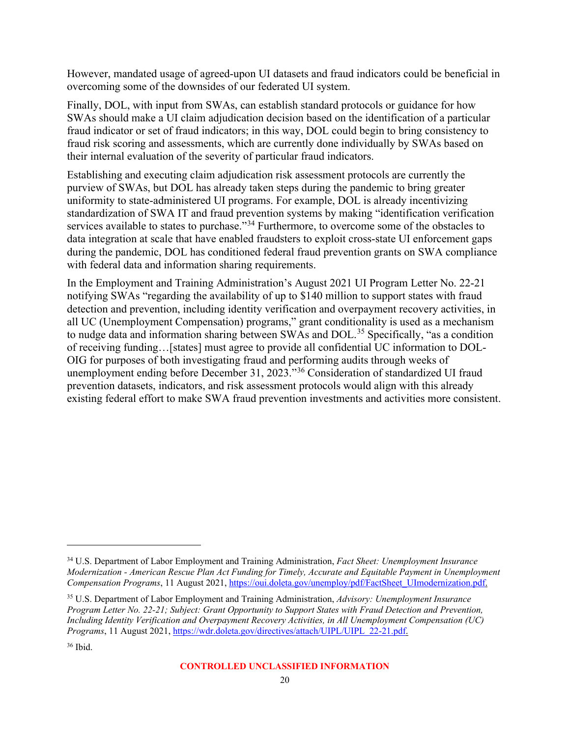However, mandated usage of agreed-upon UI datasets and fraud indicators could be beneficial in overcoming some of the downsides of our federated UI system.

Finally, DOL, with input from SWAs, can establish standard protocols or guidance for how SWAs should make a UI claim adjudication decision based on the identification of a particular fraud indicator or set of fraud indicators; in this way, DOL could begin to bring consistency to fraud risk scoring and assessments, which are currently done individually by SWAs based on their internal evaluation of the severity of particular fraud indicators.

Establishing and executing claim adjudication risk assessment protocols are currently the purview of SWAs, but DOL has already taken steps during the pandemic to bring greater uniformity to state-administered UI programs. For example, DOL is already incentivizing standardization of SWA IT and fraud prevention systems by making "identification verification services available to states to purchase."[34] Furthermore, to overcome some of the obstacles to data integration at scale that have enabled fraudsters to exploit cross-state UI enforcement gaps during the pandemic, DOL has conditioned federal fraud prevention grants on SWA compliance with federal data and information sharing requirements.

In the Employment and Training Administration's August 2021 UI Program Letter No. 22-21 notifying SWAs "regarding the availability of up to $140 million to support states with fraud detection and prevention, including identity verification and overpayment recovery activities, in all UC (Unemployment Compensation) programs," grant conditionality is used as a mechanism to nudge data and information sharing between SWAs and DOL.[35] Specifically, "as a condition of receiving funding…[states] must agree to provide all confidential UC information to DOL-OIG for purposes of both investigating fraud and performing audits through weeks of unemployment ending before December 31, 2023."[36] Consideration of standardized UI fraud prevention datasets, indicators, and risk assessment protocols would align with this already existing federal effort to make SWA fraud prevention investments and activities more consistent.

---

[34] U.S. Department of Labor Employment and Training Administration, *Fact Sheet: Unemployment Insurance Modernization - American Rescue Plan Act Funding for Timely, Accurate and Equitable Payment in Unemployment Compensation Programs*, 11 August 2021, https://oui.doleta.gov/unemploy/pdf/FactSheet_UImodernization.pdf.

[35] U.S. Department of Labor Employment and Training Administration, *Advisory: Unemployment Insurance Program Letter No. 22-21; Subject: Grant Opportunity to Support States with Fraud Detection and Prevention, Including Identity Verification and Overpayment Recovery Activities, in All Unemployment Compensation (UC) Programs*, 11 August 2021, https://wdr.doleta.gov/directives/attach/UIPL/UIPL_22-21.pdf.

[36] Ibid.

**CONTROLLED UNCLASSIFIED INFORMATION**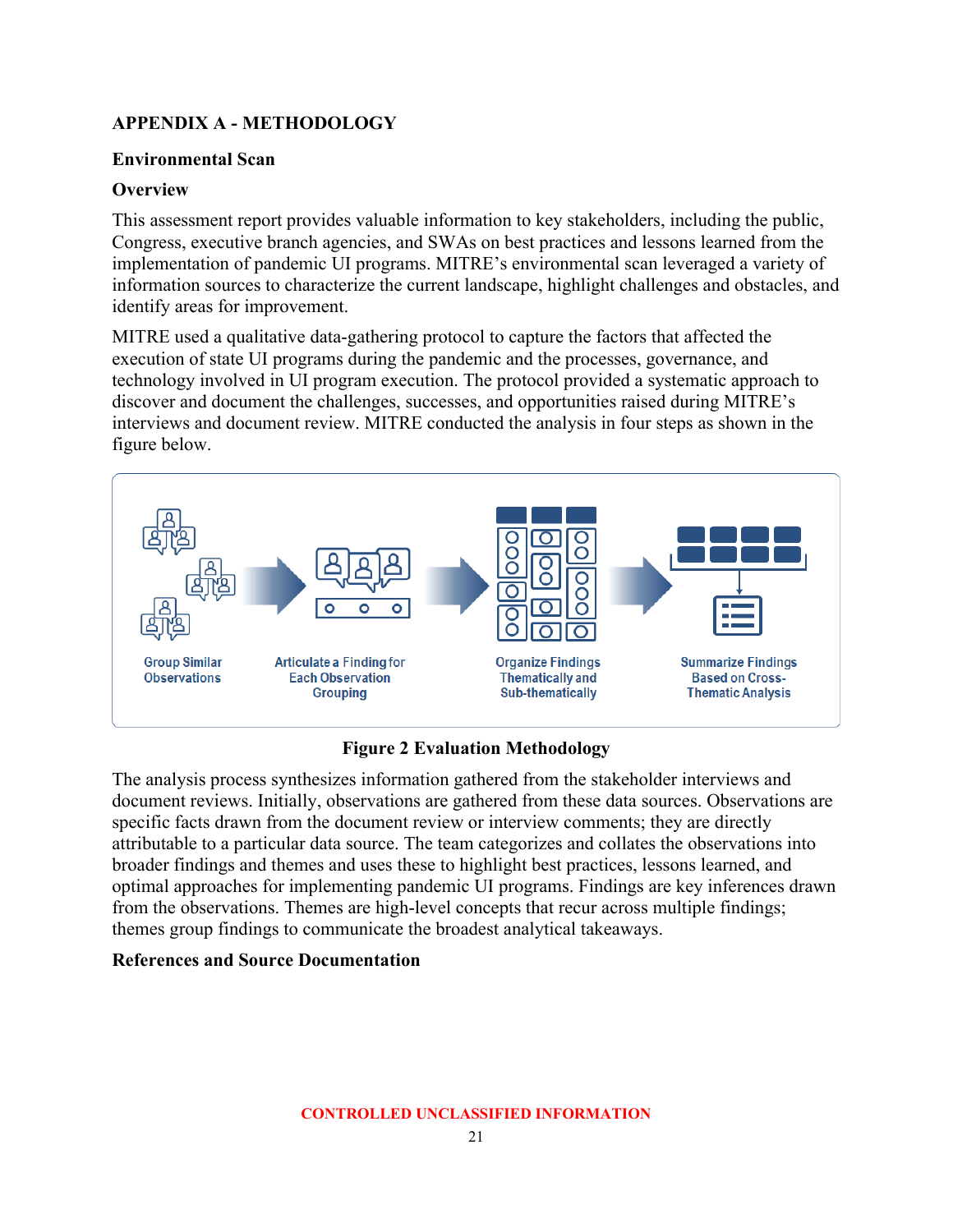# APPENDIX A - METHODOLOGY

## Environmental Scan

### Overview

This assessment report provides valuable information to key stakeholders, including the public, Congress, executive branch agencies, and SWAs on best practices and lessons learned from the implementation of pandemic UI programs. MITRE's environmental scan leveraged a variety of information sources to characterize the current landscape, highlight challenges and obstacles, and identify areas for improvement.

MITRE used a qualitative data-gathering protocol to capture the factors that affected the execution of state UI programs during the pandemic and the processes, governance, and technology involved in UI program execution. The protocol provided a systematic approach to discover and document the challenges, successes, and opportunities raised during MITRE's interviews and document review. MITRE conducted the analysis in four steps as shown in the figure below.

Group Similar Observations → Articulate a Finding for Each Observation Grouping → Organize Findings Thematically and Sub-thematically → Summarize Findings Based on Cross-Thematic Analysis

**Figure 2 Evaluation Methodology**

The analysis process synthesizes information gathered from the stakeholder interviews and document reviews. Initially, observations are gathered from these data sources. Observations are specific facts drawn from the document review or interview comments; they are directly attributable to a particular data source. The team categorizes and collates the observations into broader findings and themes and uses these to highlight best practices, lessons learned, and optimal approaches for implementing pandemic UI programs. Findings are key inferences drawn from the observations. Themes are high-level concepts that recur across multiple findings; themes group findings to communicate the broadest analytical takeaways.

### References and Source Documentation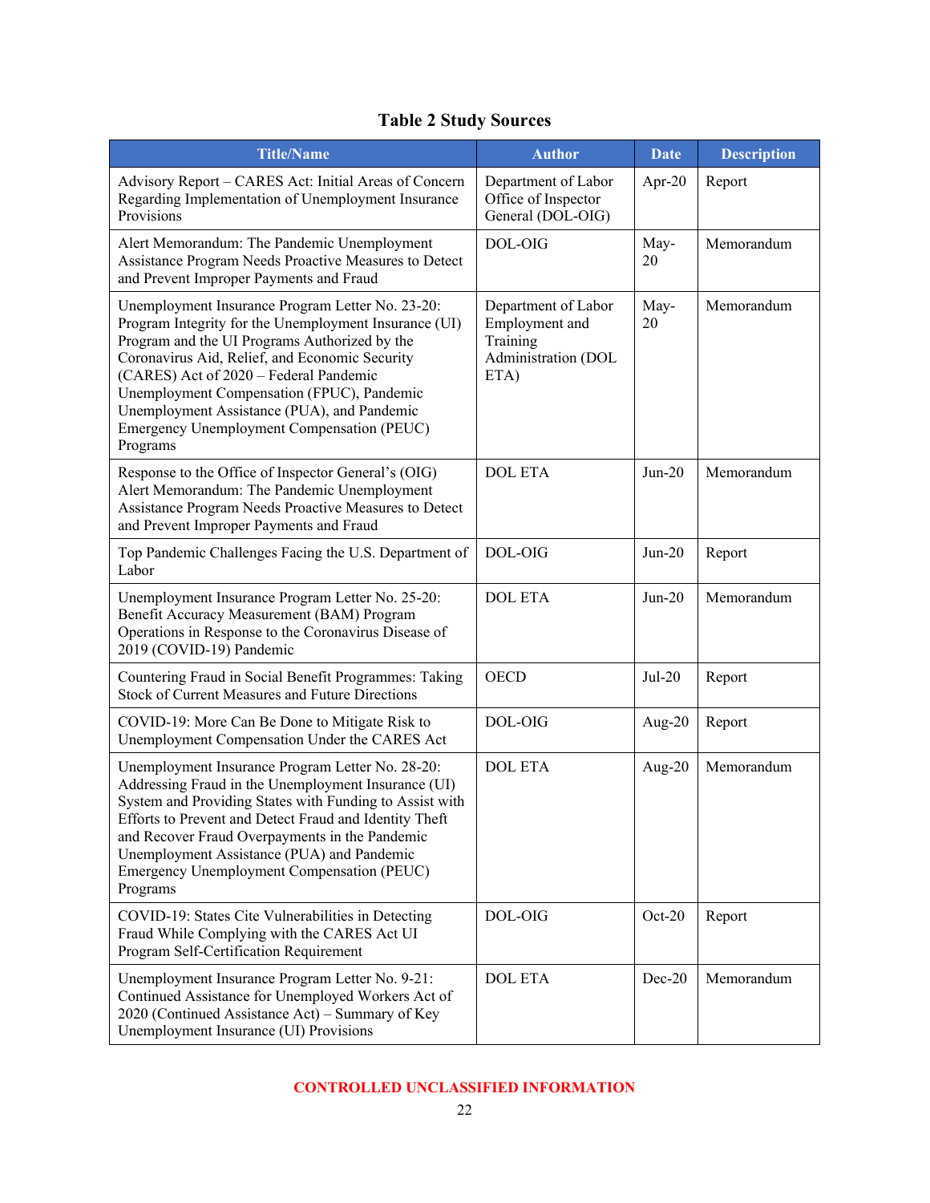**Table 2 Study Sources**

| Title/Name | Author | Date | Description |
|---|---|---|---|
| Advisory Report – CARES Act: Initial Areas of Concern Regarding Implementation of Unemployment Insurance Provisions | Department of Labor Office of Inspector General (DOL-OIG) | Apr-20 | Report |
| Alert Memorandum: The Pandemic Unemployment Assistance Program Needs Proactive Measures to Detect and Prevent Improper Payments and Fraud | DOL-OIG | May-20 | Memorandum |
| Unemployment Insurance Program Letter No. 23-20: Program Integrity for the Unemployment Insurance (UI) Program and the UI Programs Authorized by the Coronavirus Aid, Relief, and Economic Security (CARES) Act of 2020 – Federal Pandemic Unemployment Compensation (FPUC), Pandemic Unemployment Assistance (PUA), and Pandemic Emergency Unemployment Compensation (PEUC) Programs | Department of Labor Employment and Training Administration (DOL ETA) | May-20 | Memorandum |
| Response to the Office of Inspector General's (OIG) Alert Memorandum: The Pandemic Unemployment Assistance Program Needs Proactive Measures to Detect and Prevent Improper Payments and Fraud | DOL ETA | Jun-20 | Memorandum |
| Top Pandemic Challenges Facing the U.S. Department of Labor | DOL-OIG | Jun-20 | Report |
| Unemployment Insurance Program Letter No. 25-20: Benefit Accuracy Measurement (BAM) Program Operations in Response to the Coronavirus Disease of 2019 (COVID-19) Pandemic | DOL ETA | Jun-20 | Memorandum |
| Countering Fraud in Social Benefit Programmes: Taking Stock of Current Measures and Future Directions | OECD | Jul-20 | Report |
| COVID-19: More Can Be Done to Mitigate Risk to Unemployment Compensation Under the CARES Act | DOL-OIG | Aug-20 | Report |
| Unemployment Insurance Program Letter No. 28-20: Addressing Fraud in the Unemployment Insurance (UI) System and Providing States with Funding to Assist with Efforts to Prevent and Detect Fraud and Identity Theft and Recover Fraud Overpayments in the Pandemic Unemployment Assistance (PUA) and Pandemic Emergency Unemployment Compensation (PEUC) Programs | DOL ETA | Aug-20 | Memorandum |
| COVID-19: States Cite Vulnerabilities in Detecting Fraud While Complying with the CARES Act UI Program Self-Certification Requirement | DOL-OIG | Oct-20 | Report |
| Unemployment Insurance Program Letter No. 9-21: Continued Assistance for Unemployed Workers Act of 2020 (Continued Assistance Act) – Summary of Key Unemployment Insurance (UI) Provisions | DOL ETA | Dec-20 | Memorandum |

CONTROLLED UNCLASSIFIED INFORMATION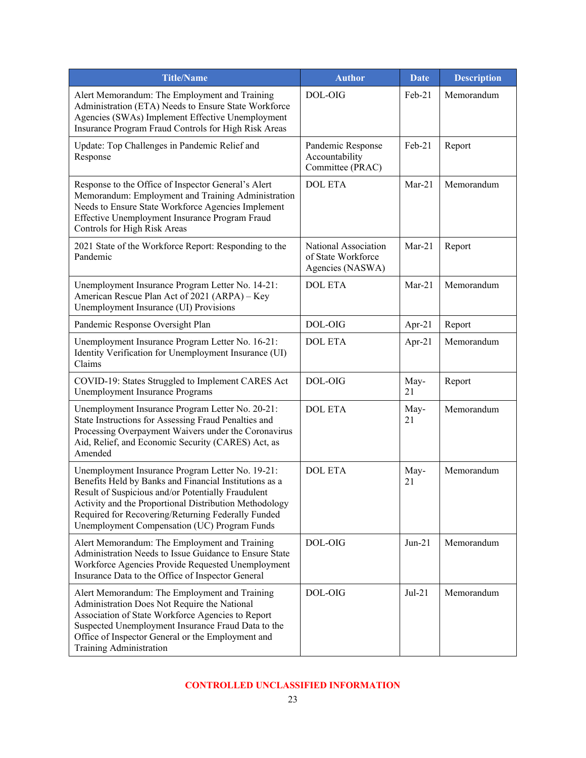| Title/Name | Author | Date | Description |
|---|---|---|---|
| Alert Memorandum: The Employment and Training Administration (ETA) Needs to Ensure State Workforce Agencies (SWAs) Implement Effective Unemployment Insurance Program Fraud Controls for High Risk Areas | DOL-OIG | Feb-21 | Memorandum |
| Update: Top Challenges in Pandemic Relief and Response | Pandemic Response Accountability Committee (PRAC) | Feb-21 | Report |
| Response to the Office of Inspector General's Alert Memorandum: Employment and Training Administration Needs to Ensure State Workforce Agencies Implement Effective Unemployment Insurance Program Fraud Controls for High Risk Areas | DOL ETA | Mar-21 | Memorandum |
| 2021 State of the Workforce Report: Responding to the Pandemic | National Association of State Workforce Agencies (NASWA) | Mar-21 | Report |
| Unemployment Insurance Program Letter No. 14-21: American Rescue Plan Act of 2021 (ARPA) – Key Unemployment Insurance (UI) Provisions | DOL ETA | Mar-21 | Memorandum |
| Pandemic Response Oversight Plan | DOL-OIG | Apr-21 | Report |
| Unemployment Insurance Program Letter No. 16-21: Identity Verification for Unemployment Insurance (UI) Claims | DOL ETA | Apr-21 | Memorandum |
| COVID-19: States Struggled to Implement CARES Act Unemployment Insurance Programs | DOL-OIG | May-21 | Report |
| Unemployment Insurance Program Letter No. 20-21: State Instructions for Assessing Fraud Penalties and Processing Overpayment Waivers under the Coronavirus Aid, Relief, and Economic Security (CARES) Act, as Amended | DOL ETA | May-21 | Memorandum |
| Unemployment Insurance Program Letter No. 19-21: Benefits Held by Banks and Financial Institutions as a Result of Suspicious and/or Potentially Fraudulent Activity and the Proportional Distribution Methodology Required for Recovering/Returning Federally Funded Unemployment Compensation (UC) Program Funds | DOL ETA | May-21 | Memorandum |
| Alert Memorandum: The Employment and Training Administration Needs to Issue Guidance to Ensure State Workforce Agencies Provide Requested Unemployment Insurance Data to the Office of Inspector General | DOL-OIG | Jun-21 | Memorandum |
| Alert Memorandum: The Employment and Training Administration Does Not Require the National Association of State Workforce Agencies to Report Suspected Unemployment Insurance Fraud Data to the Office of Inspector General or the Employment and Training Administration | DOL-OIG | Jul-21 | Memorandum |

**CONTROLLED UNCLASSIFIED INFORMATION**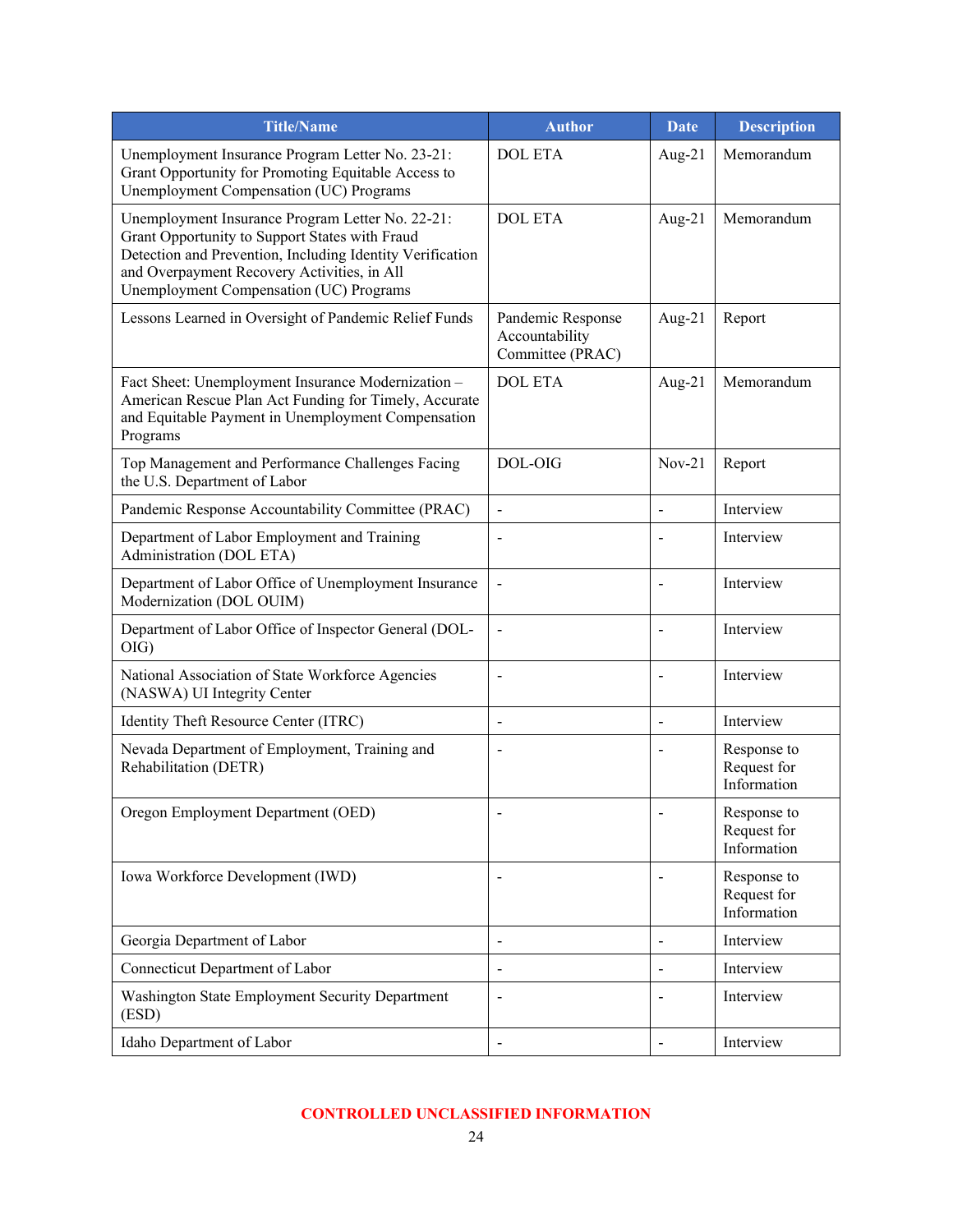| Title/Name | Author | Date | Description |
|---|---|---|---|
| Unemployment Insurance Program Letter No. 23-21: Grant Opportunity for Promoting Equitable Access to Unemployment Compensation (UC) Programs | DOL ETA | Aug-21 | Memorandum |
| Unemployment Insurance Program Letter No. 22-21: Grant Opportunity to Support States with Fraud Detection and Prevention, Including Identity Verification and Overpayment Recovery Activities, in All Unemployment Compensation (UC) Programs | DOL ETA | Aug-21 | Memorandum |
| Lessons Learned in Oversight of Pandemic Relief Funds | Pandemic Response Accountability Committee (PRAC) | Aug-21 | Report |
| Fact Sheet: Unemployment Insurance Modernization – American Rescue Plan Act Funding for Timely, Accurate and Equitable Payment in Unemployment Compensation Programs | DOL ETA | Aug-21 | Memorandum |
| Top Management and Performance Challenges Facing the U.S. Department of Labor | DOL-OIG | Nov-21 | Report |
| Pandemic Response Accountability Committee (PRAC) | - | - | Interview |
| Department of Labor Employment and Training Administration (DOL ETA) | - | - | Interview |
| Department of Labor Office of Unemployment Insurance Modernization (DOL OUIM) | - | - | Interview |
| Department of Labor Office of Inspector General (DOL-OIG) | - | - | Interview |
| National Association of State Workforce Agencies (NASWA) UI Integrity Center | - | - | Interview |
| Identity Theft Resource Center (ITRC) | - | - | Interview |
| Nevada Department of Employment, Training and Rehabilitation (DETR) | - | - | Response to Request for Information |
| Oregon Employment Department (OED) | - | - | Response to Request for Information |
| Iowa Workforce Development (IWD) | - | - | Response to Request for Information |
| Georgia Department of Labor | - | - | Interview |
| Connecticut Department of Labor | - | - | Interview |
| Washington State Employment Security Department (ESD) | - | - | Interview |
| Idaho Department of Labor | - | - | Interview |

CONTROLLED UNCLASSIFIED INFORMATION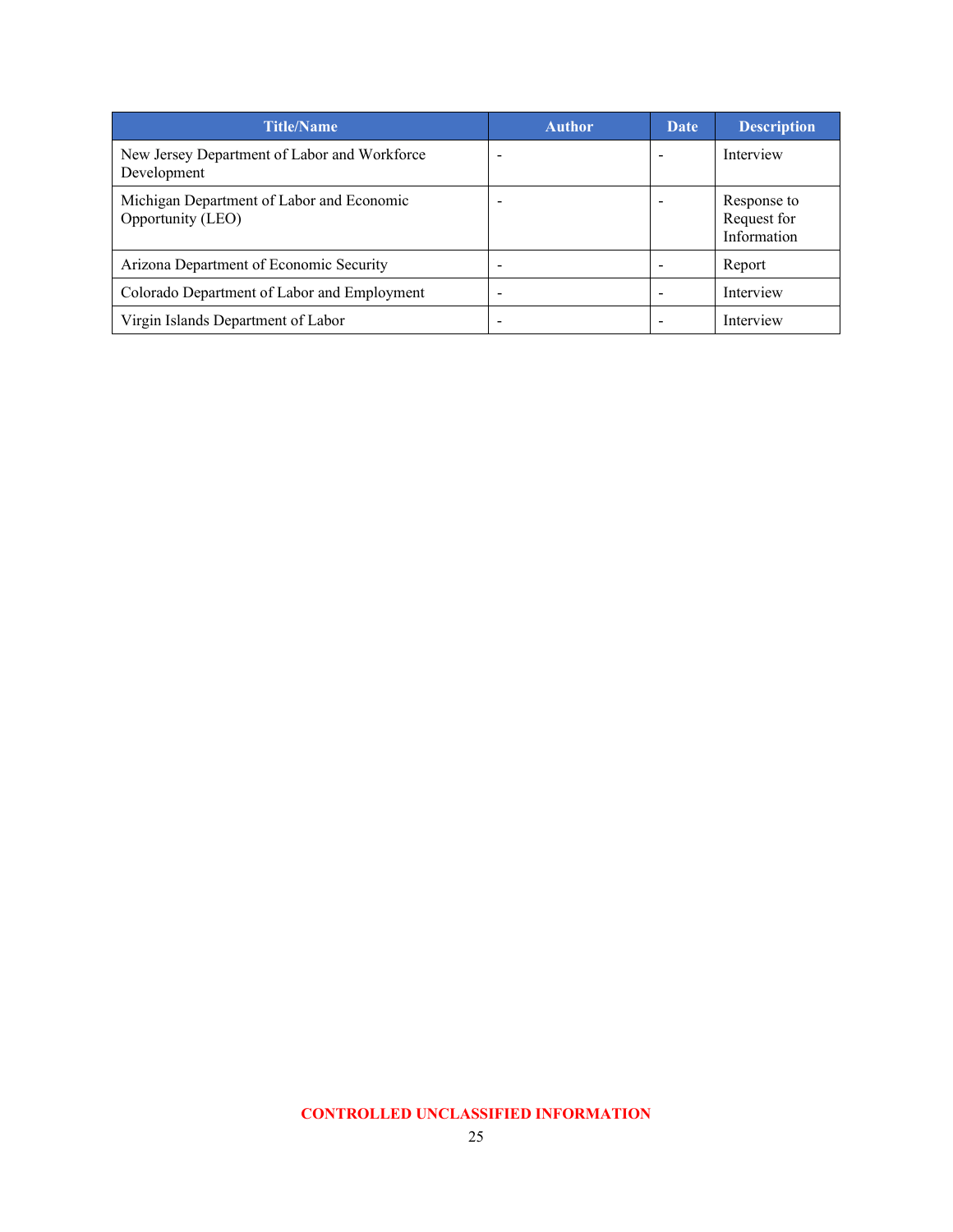| Title/Name | Author | Date | Description |
| --- | --- | --- | --- |
| New Jersey Department of Labor and Workforce Development | - | - | Interview |
| Michigan Department of Labor and Economic Opportunity (LEO) | - | - | Response to Request for Information |
| Arizona Department of Economic Security | - | - | Report |
| Colorado Department of Labor and Employment | - | - | Interview |
| Virgin Islands Department of Labor | - | - | Interview |

**CONTROLLED UNCLASSIFIED INFORMATION**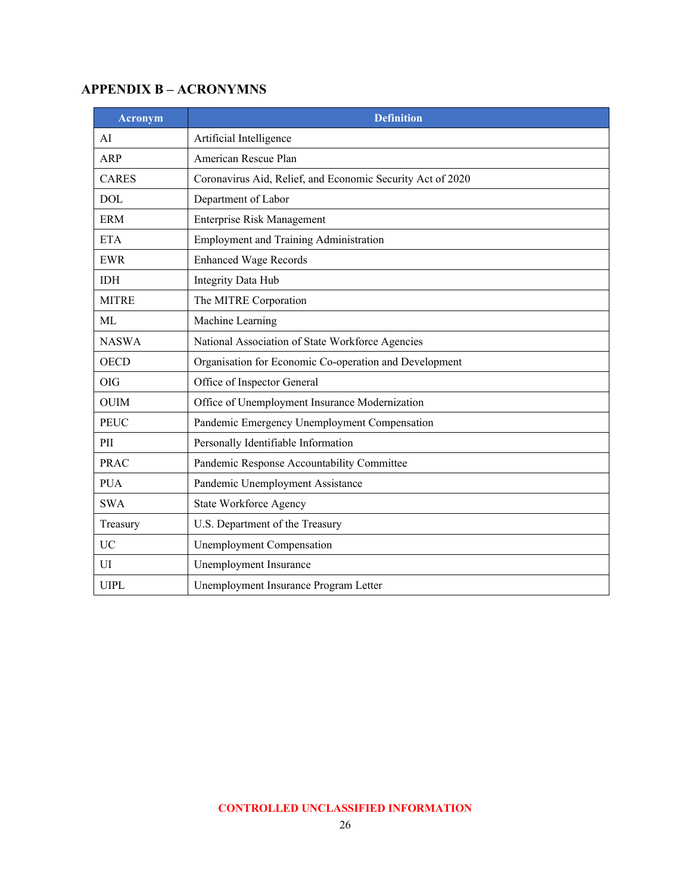## APPENDIX B – ACRONYMNS

| Acronym | Definition |
|---|---|
| AI | Artificial Intelligence |
| ARP | American Rescue Plan |
| CARES | Coronavirus Aid, Relief, and Economic Security Act of 2020 |
| DOL | Department of Labor |
| ERM | Enterprise Risk Management |
| ETA | Employment and Training Administration |
| EWR | Enhanced Wage Records |
| IDH | Integrity Data Hub |
| MITRE | The MITRE Corporation |
| ML | Machine Learning |
| NASWA | National Association of State Workforce Agencies |
| OECD | Organisation for Economic Co-operation and Development |
| OIG | Office of Inspector General |
| OUIM | Office of Unemployment Insurance Modernization |
| PEUC | Pandemic Emergency Unemployment Compensation |
| PII | Personally Identifiable Information |
| PRAC | Pandemic Response Accountability Committee |
| PUA | Pandemic Unemployment Assistance |
| SWA | State Workforce Agency |
| Treasury | U.S. Department of the Treasury |
| UC | Unemployment Compensation |
| UI | Unemployment Insurance |
| UIPL | Unemployment Insurance Program Letter |

CONTROLLED UNCLASSIFIED INFORMATION